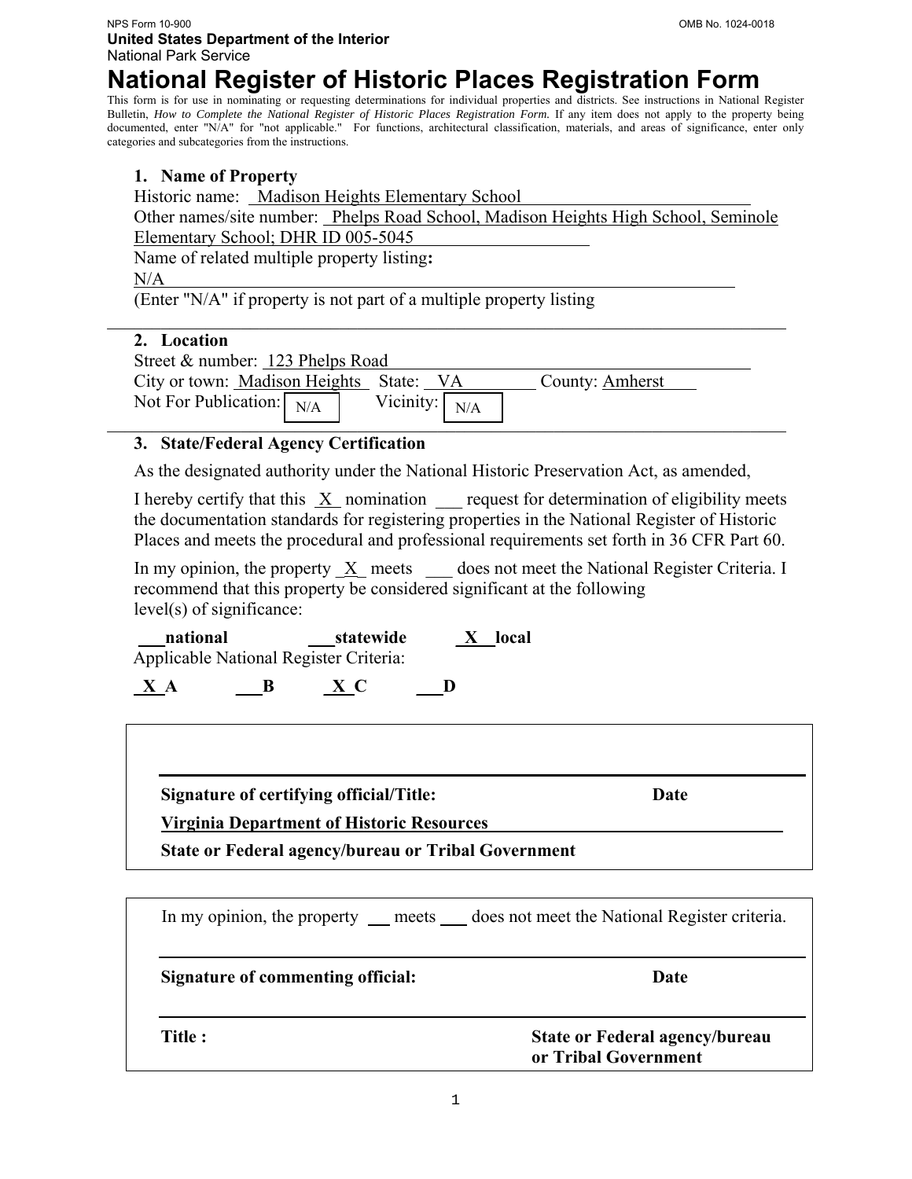NPS Form 10-900 OMB No. 1024-0018

**United States Department of the Interior**
National Park Service

# National Register of Historic Places Registration Form

This form is for use in nominating or requesting determinations for individual properties and districts. See instructions in National Register Bulletin, *How to Complete the National Register of Historic Places Registration Form.* If any item does not apply to the property being documented, enter "N/A" for "not applicable." For functions, architectural classification, materials, and areas of significance, enter only categories and subcategories from the instructions.

## 1. Name of Property

Historic name: Madison Heights Elementary School
Other names/site number: Phelps Road School, Madison Heights High School, Seminole Elementary School; DHR ID 005-5045
Name of related multiple property listing**:**
N/A
(Enter "N/A" if property is not part of a multiple property listing

## 2. Location

Street & number: 123 Phelps Road
City or town: Madison Heights State: VA County: Amherst
Not For Publication: N/A Vicinity: N/A

## 3. State/Federal Agency Certification

As the designated authority under the National Historic Preservation Act, as amended,

I hereby certify that this X nomination ___ request for determination of eligibility meets the documentation standards for registering properties in the National Register of Historic Places and meets the procedural and professional requirements set forth in 36 CFR Part 60.

In my opinion, the property X meets ___ does not meet the National Register Criteria. I recommend that this property be considered significant at the following level(s) of significance:

**___national ___statewide X local**

Applicable National Register Criteria:

**X A ___B X C ___D**

**Signature of certifying official/Title: Date**

**Virginia Department of Historic Resources**

**State or Federal agency/bureau or Tribal Government**

In my opinion, the property ___ meets ___ does not meet the National Register criteria.

**Signature of commenting official: Date**

**Title : State or Federal agency/bureau or Tribal Government**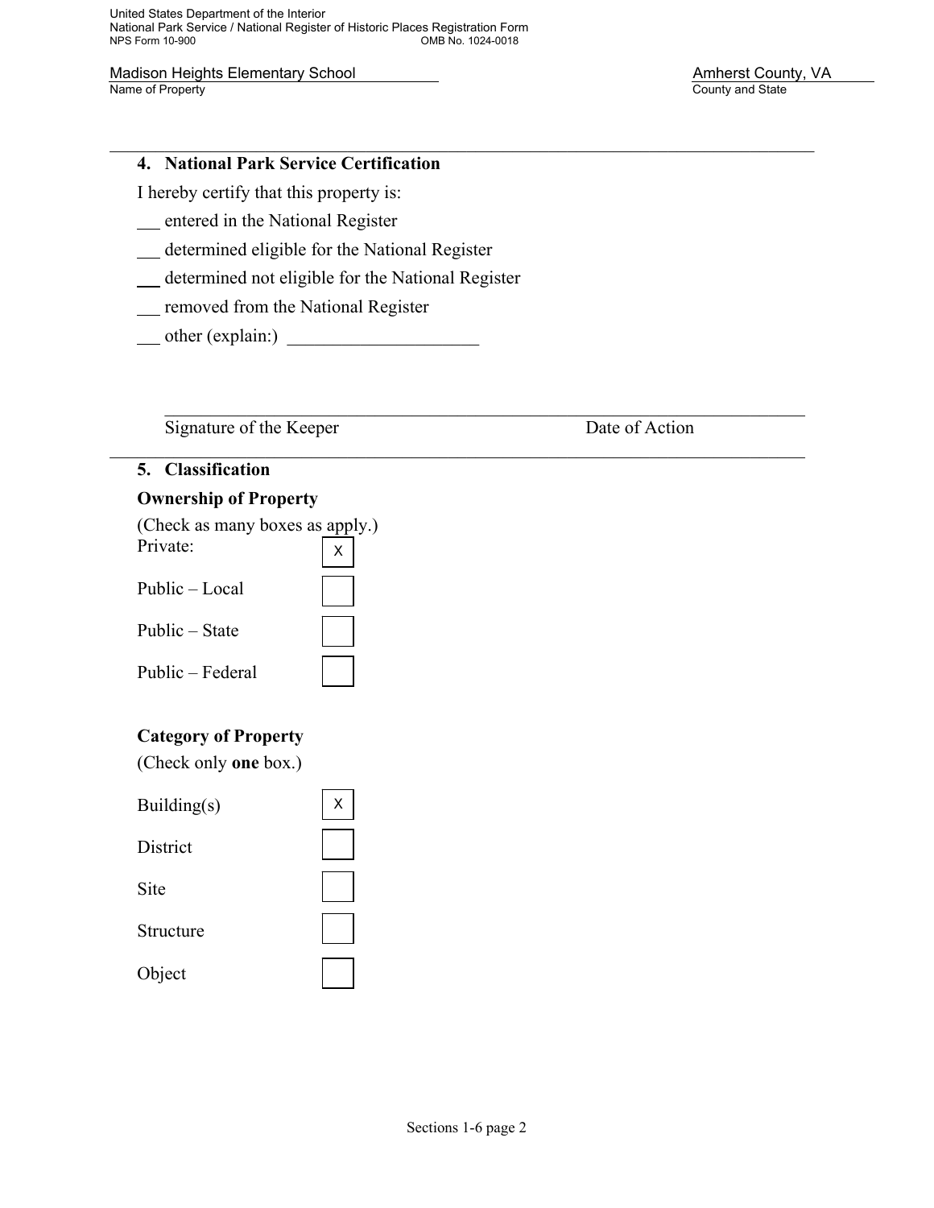## 4. National Park Service Certification

I hereby certify that this property is:

\_\_ entered in the National Register

\_\_ determined eligible for the National Register

\_\_ determined not eligible for the National Register

\_\_ removed from the National Register

\_\_ other (explain:) \_\_\_\_\_\_\_\_\_\_\_\_\_\_\_\_\_\_\_\_

\_\_\_\_\_\_\_\_\_\_\_\_\_\_\_\_\_\_\_\_\_\_\_\_\_\_\_\_\_\_\_\_\_\_\_\_\_\_\_\_\_\_\_\_\_\_\_\_\_\_\_\_\_\_

Signature of the Keeper                                   Date of Action

## 5. Classification

### Ownership of Property

(Check as many boxes as apply.)

| | |
|---|---|
| Private: | X |
| Public – Local | |
| Public – State | |
| Public – Federal | |

### Category of Property

(Check only **one** box.)

| | |
|---|---|
| Building(s) | X |
| District | |
| Site | |
| Structure | |
| Object | |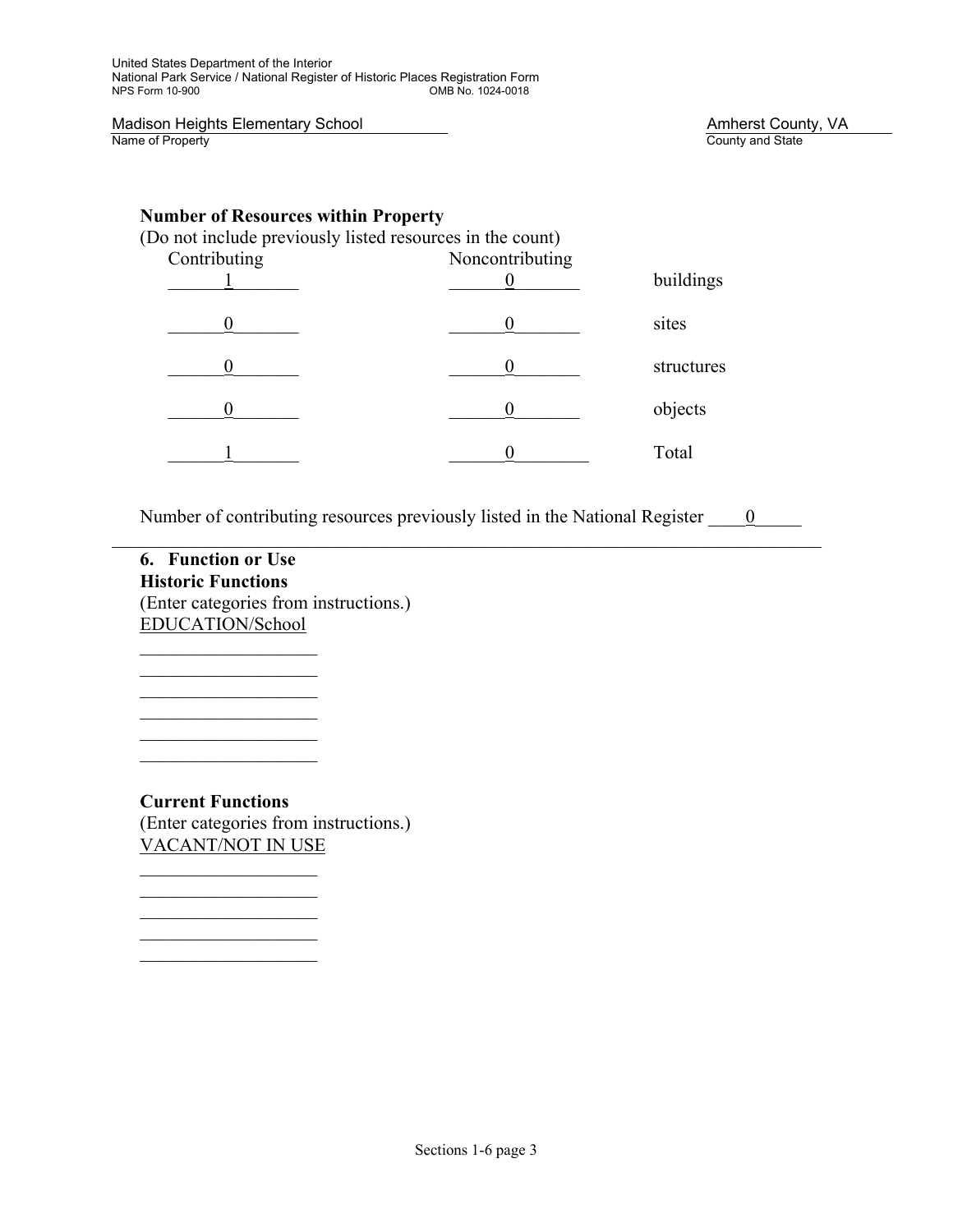**Number of Resources within Property**
(Do not include previously listed resources in the count)

| Contributing | Noncontributing | |
|---|---|---|
| 1 | 0 | buildings |
| 0 | 0 | sites |
| 0 | 0 | structures |
| 0 | 0 | objects |
| 1 | 0 | Total |

Number of contributing resources previously listed in the National Register 0

---

**6. Function or Use**

**Historic Functions**
(Enter categories from instructions.)
EDUCATION/School

**Current Functions**
(Enter categories from instructions.)
VACANT/NOT IN USE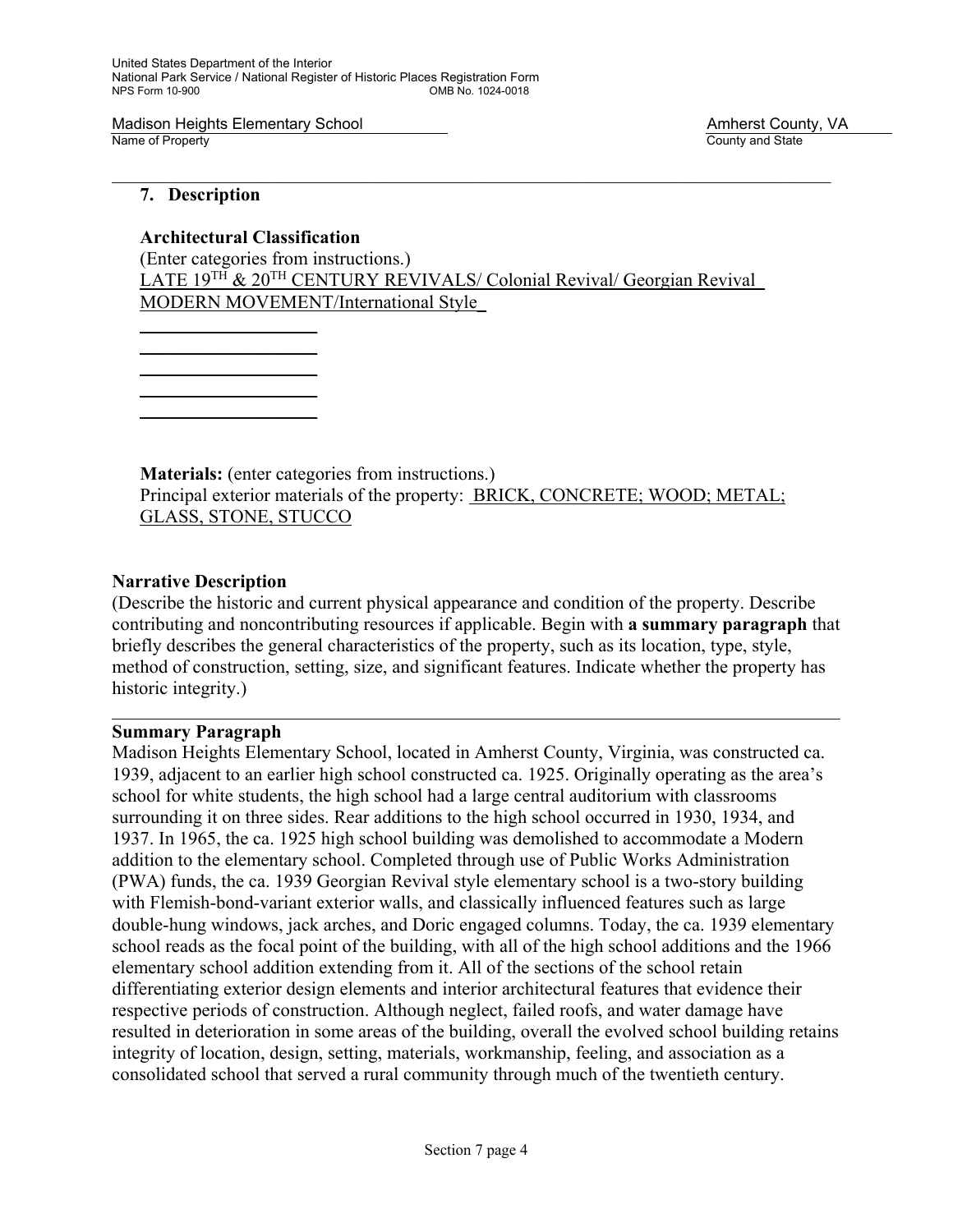Madison Heights Elementary School
Name of Property

Amherst County, VA
County and State

## 7. Description

**Architectural Classification**
(Enter categories from instructions.)
LATE 19TH & 20TH CENTURY REVIVALS/ Colonial Revival/ Georgian Revival
MODERN MOVEMENT/International Style

**Materials:** (enter categories from instructions.)
Principal exterior materials of the property: BRICK, CONCRETE; WOOD; METAL; GLASS, STONE, STUCCO

## Narrative Description

(Describe the historic and current physical appearance and condition of the property. Describe contributing and noncontributing resources if applicable. Begin with **a summary paragraph** that briefly describes the general characteristics of the property, such as its location, type, style, method of construction, setting, size, and significant features. Indicate whether the property has historic integrity.)

### Summary Paragraph

Madison Heights Elementary School, located in Amherst County, Virginia, was constructed ca. 1939, adjacent to an earlier high school constructed ca. 1925. Originally operating as the area's school for white students, the high school had a large central auditorium with classrooms surrounding it on three sides. Rear additions to the high school occurred in 1930, 1934, and 1937. In 1965, the ca. 1925 high school building was demolished to accommodate a Modern addition to the elementary school. Completed through use of Public Works Administration (PWA) funds, the ca. 1939 Georgian Revival style elementary school is a two-story building with Flemish-bond-variant exterior walls, and classically influenced features such as large double-hung windows, jack arches, and Doric engaged columns. Today, the ca. 1939 elementary school reads as the focal point of the building, with all of the high school additions and the 1966 elementary school addition extending from it. All of the sections of the school retain differentiating exterior design elements and interior architectural features that evidence their respective periods of construction. Although neglect, failed roofs, and water damage have resulted in deterioration in some areas of the building, overall the evolved school building retains integrity of location, design, setting, materials, workmanship, feeling, and association as a consolidated school that served a rural community through much of the twentieth century.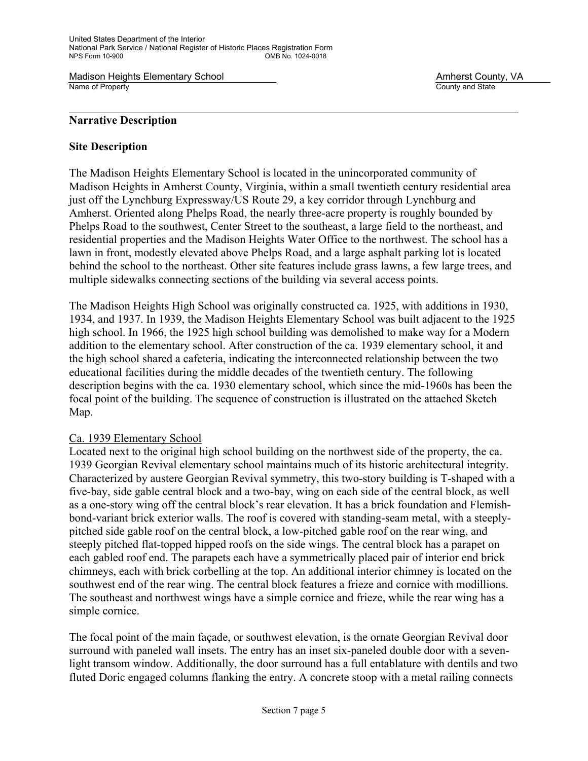## Narrative Description

### Site Description

The Madison Heights Elementary School is located in the unincorporated community of Madison Heights in Amherst County, Virginia, within a small twentieth century residential area just off the Lynchburg Expressway/US Route 29, a key corridor through Lynchburg and Amherst. Oriented along Phelps Road, the nearly three-acre property is roughly bounded by Phelps Road to the southwest, Center Street to the southeast, a large field to the northeast, and residential properties and the Madison Heights Water Office to the northwest. The school has a lawn in front, modestly elevated above Phelps Road, and a large asphalt parking lot is located behind the school to the northeast. Other site features include grass lawns, a few large trees, and multiple sidewalks connecting sections of the building via several access points.

The Madison Heights High School was originally constructed ca. 1925, with additions in 1930, 1934, and 1937. In 1939, the Madison Heights Elementary School was built adjacent to the 1925 high school. In 1966, the 1925 high school building was demolished to make way for a Modern addition to the elementary school. After construction of the ca. 1939 elementary school, it and the high school shared a cafeteria, indicating the interconnected relationship between the two educational facilities during the middle decades of the twentieth century. The following description begins with the ca. 1930 elementary school, which since the mid-1960s has been the focal point of the building. The sequence of construction is illustrated on the attached Sketch Map.

Ca. 1939 Elementary School

Located next to the original high school building on the northwest side of the property, the ca. 1939 Georgian Revival elementary school maintains much of its historic architectural integrity. Characterized by austere Georgian Revival symmetry, this two-story building is T-shaped with a five-bay, side gable central block and a two-bay, wing on each side of the central block, as well as a one-story wing off the central block's rear elevation. It has a brick foundation and Flemish-bond-variant brick exterior walls. The roof is covered with standing-seam metal, with a steeply-pitched side gable roof on the central block, a low-pitched gable roof on the rear wing, and steeply pitched flat-topped hipped roofs on the side wings. The central block has a parapet on each gabled roof end. The parapets each have a symmetrically placed pair of interior end brick chimneys, each with brick corbelling at the top. An additional interior chimney is located on the southwest end of the rear wing. The central block features a frieze and cornice with modillions. The southeast and northwest wings have a simple cornice and frieze, while the rear wing has a simple cornice.

The focal point of the main façade, or southwest elevation, is the ornate Georgian Revival door surround with paneled wall insets. The entry has an inset six-paneled double door with a seven-light transom window. Additionally, the door surround has a full entablature with dentils and two fluted Doric engaged columns flanking the entry. A concrete stoop with a metal railing connects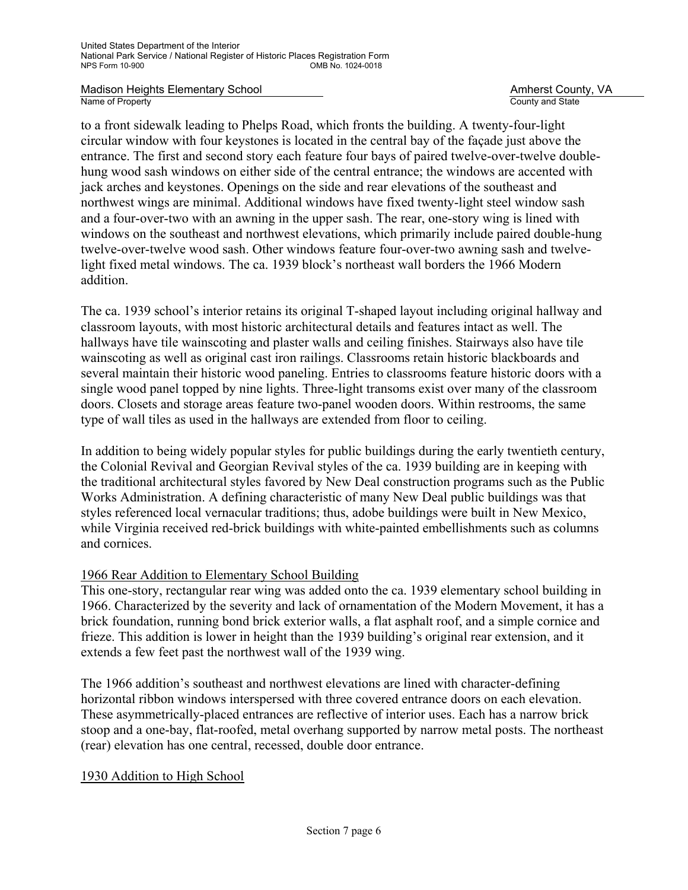to a front sidewalk leading to Phelps Road, which fronts the building. A twenty-four-light circular window with four keystones is located in the central bay of the façade just above the entrance. The first and second story each feature four bays of paired twelve-over-twelve double-hung wood sash windows on either side of the central entrance; the windows are accented with jack arches and keystones. Openings on the side and rear elevations of the southeast and northwest wings are minimal. Additional windows have fixed twenty-light steel window sash and a four-over-two with an awning in the upper sash. The rear, one-story wing is lined with windows on the southeast and northwest elevations, which primarily include paired double-hung twelve-over-twelve wood sash. Other windows feature four-over-two awning sash and twelve-light fixed metal windows. The ca. 1939 block's northeast wall borders the 1966 Modern addition.

The ca. 1939 school's interior retains its original T-shaped layout including original hallway and classroom layouts, with most historic architectural details and features intact as well. The hallways have tile wainscoting and plaster walls and ceiling finishes. Stairways also have tile wainscoting as well as original cast iron railings. Classrooms retain historic blackboards and several maintain their historic wood paneling. Entries to classrooms feature historic doors with a single wood panel topped by nine lights. Three-light transoms exist over many of the classroom doors. Closets and storage areas feature two-panel wooden doors. Within restrooms, the same type of wall tiles as used in the hallways are extended from floor to ceiling.

In addition to being widely popular styles for public buildings during the early twentieth century, the Colonial Revival and Georgian Revival styles of the ca. 1939 building are in keeping with the traditional architectural styles favored by New Deal construction programs such as the Public Works Administration. A defining characteristic of many New Deal public buildings was that styles referenced local vernacular traditions; thus, adobe buildings were built in New Mexico, while Virginia received red-brick buildings with white-painted embellishments such as columns and cornices.

<u>1966 Rear Addition to Elementary School Building</u>

This one-story, rectangular rear wing was added onto the ca. 1939 elementary school building in 1966. Characterized by the severity and lack of ornamentation of the Modern Movement, it has a brick foundation, running bond brick exterior walls, a flat asphalt roof, and a simple cornice and frieze. This addition is lower in height than the 1939 building's original rear extension, and it extends a few feet past the northwest wall of the 1939 wing.

The 1966 addition's southeast and northwest elevations are lined with character-defining horizontal ribbon windows interspersed with three covered entrance doors on each elevation. These asymmetrically-placed entrances are reflective of interior uses. Each has a narrow brick stoop and a one-bay, flat-roofed, metal overhang supported by narrow metal posts. The northeast (rear) elevation has one central, recessed, double door entrance.

<u>1930 Addition to High School</u>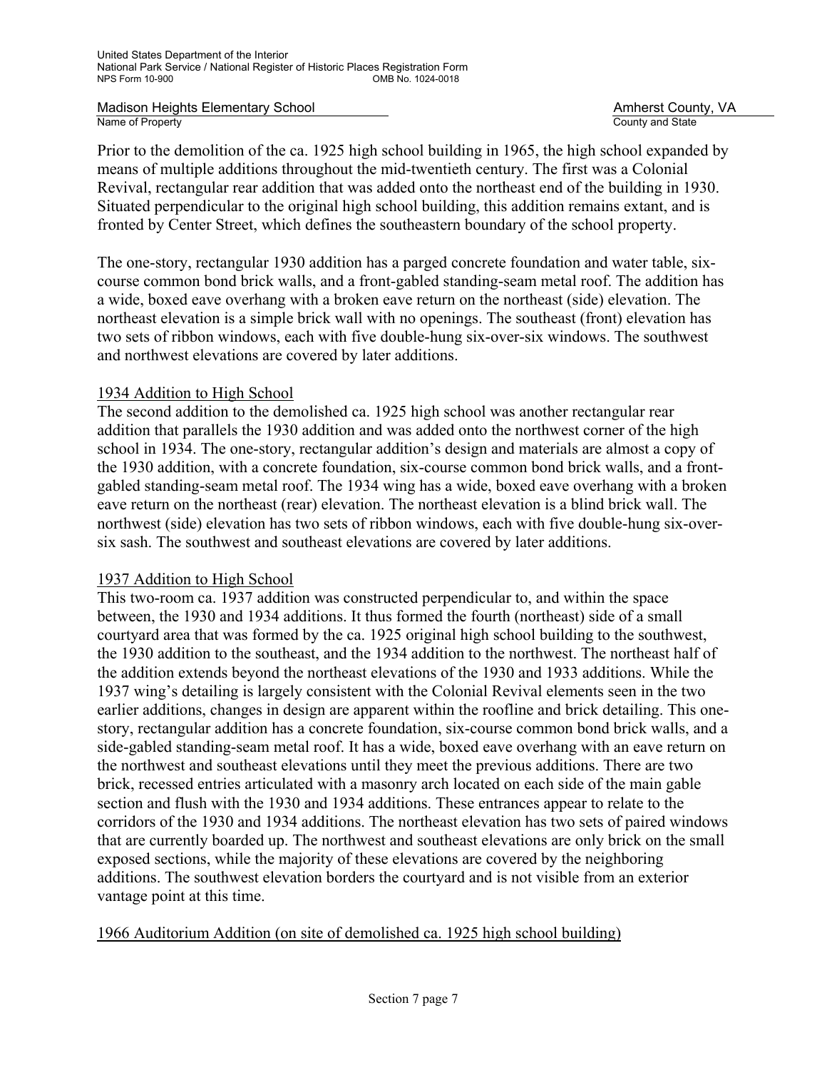Prior to the demolition of the ca. 1925 high school building in 1965, the high school expanded by means of multiple additions throughout the mid-twentieth century. The first was a Colonial Revival, rectangular rear addition that was added onto the northeast end of the building in 1930. Situated perpendicular to the original high school building, this addition remains extant, and is fronted by Center Street, which defines the southeastern boundary of the school property.

The one-story, rectangular 1930 addition has a parged concrete foundation and water table, six-course common bond brick walls, and a front-gabled standing-seam metal roof. The addition has a wide, boxed eave overhang with a broken eave return on the northeast (side) elevation. The northeast elevation is a simple brick wall with no openings. The southeast (front) elevation has two sets of ribbon windows, each with five double-hung six-over-six windows. The southwest and northwest elevations are covered by later additions.

1934 Addition to High School

The second addition to the demolished ca. 1925 high school was another rectangular rear addition that parallels the 1930 addition and was added onto the northwest corner of the high school in 1934. The one-story, rectangular addition's design and materials are almost a copy of the 1930 addition, with a concrete foundation, six-course common bond brick walls, and a front-gabled standing-seam metal roof. The 1934 wing has a wide, boxed eave overhang with a broken eave return on the northeast (rear) elevation. The northeast elevation is a blind brick wall. The northwest (side) elevation has two sets of ribbon windows, each with five double-hung six-over-six sash. The southwest and southeast elevations are covered by later additions.

1937 Addition to High School

This two-room ca. 1937 addition was constructed perpendicular to, and within the space between, the 1930 and 1934 additions. It thus formed the fourth (northeast) side of a small courtyard area that was formed by the ca. 1925 original high school building to the southwest, the 1930 addition to the southeast, and the 1934 addition to the northwest. The northeast half of the addition extends beyond the northeast elevations of the 1930 and 1933 additions. While the 1937 wing's detailing is largely consistent with the Colonial Revival elements seen in the two earlier additions, changes in design are apparent within the roofline and brick detailing. This one-story, rectangular addition has a concrete foundation, six-course common bond brick walls, and a side-gabled standing-seam metal roof. It has a wide, boxed eave overhang with an eave return on the northwest and southeast elevations until they meet the previous additions. There are two brick, recessed entries articulated with a masonry arch located on each side of the main gable section and flush with the 1930 and 1934 additions. These entrances appear to relate to the corridors of the 1930 and 1934 additions. The northeast elevation has two sets of paired windows that are currently boarded up. The northwest and southeast elevations are only brick on the small exposed sections, while the majority of these elevations are covered by the neighboring additions. The southwest elevation borders the courtyard and is not visible from an exterior vantage point at this time.

1966 Auditorium Addition (on site of demolished ca. 1925 high school building)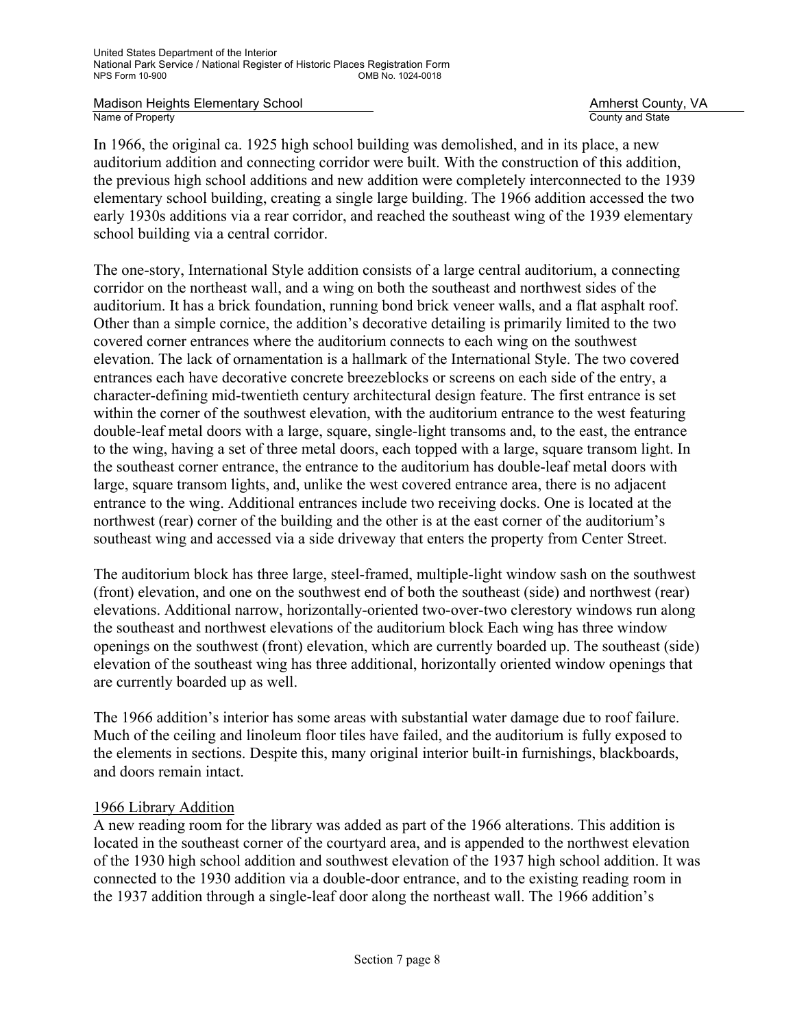In 1966, the original ca. 1925 high school building was demolished, and in its place, a new auditorium addition and connecting corridor were built. With the construction of this addition, the previous high school additions and new addition were completely interconnected to the 1939 elementary school building, creating a single large building. The 1966 addition accessed the two early 1930s additions via a rear corridor, and reached the southeast wing of the 1939 elementary school building via a central corridor.

The one-story, International Style addition consists of a large central auditorium, a connecting corridor on the northeast wall, and a wing on both the southeast and northwest sides of the auditorium. It has a brick foundation, running bond brick veneer walls, and a flat asphalt roof. Other than a simple cornice, the addition's decorative detailing is primarily limited to the two covered corner entrances where the auditorium connects to each wing on the southwest elevation. The lack of ornamentation is a hallmark of the International Style. The two covered entrances each have decorative concrete breezeblocks or screens on each side of the entry, a character-defining mid-twentieth century architectural design feature. The first entrance is set within the corner of the southwest elevation, with the auditorium entrance to the west featuring double-leaf metal doors with a large, square, single-light transoms and, to the east, the entrance to the wing, having a set of three metal doors, each topped with a large, square transom light. In the southeast corner entrance, the entrance to the auditorium has double-leaf metal doors with large, square transom lights, and, unlike the west covered entrance area, there is no adjacent entrance to the wing. Additional entrances include two receiving docks. One is located at the northwest (rear) corner of the building and the other is at the east corner of the auditorium's southeast wing and accessed via a side driveway that enters the property from Center Street.

The auditorium block has three large, steel-framed, multiple-light window sash on the southwest (front) elevation, and one on the southwest end of both the southeast (side) and northwest (rear) elevations. Additional narrow, horizontally-oriented two-over-two clerestory windows run along the southeast and northwest elevations of the auditorium block Each wing has three window openings on the southwest (front) elevation, which are currently boarded up. The southeast (side) elevation of the southeast wing has three additional, horizontally oriented window openings that are currently boarded up as well.

The 1966 addition's interior has some areas with substantial water damage due to roof failure. Much of the ceiling and linoleum floor tiles have failed, and the auditorium is fully exposed to the elements in sections. Despite this, many original interior built-in furnishings, blackboards, and doors remain intact.

<u>1966 Library Addition</u>

A new reading room for the library was added as part of the 1966 alterations. This addition is located in the southeast corner of the courtyard area, and is appended to the northwest elevation of the 1930 high school addition and southwest elevation of the 1937 high school addition. It was connected to the 1930 addition via a double-door entrance, and to the existing reading room in the 1937 addition through a single-leaf door along the northeast wall. The 1966 addition's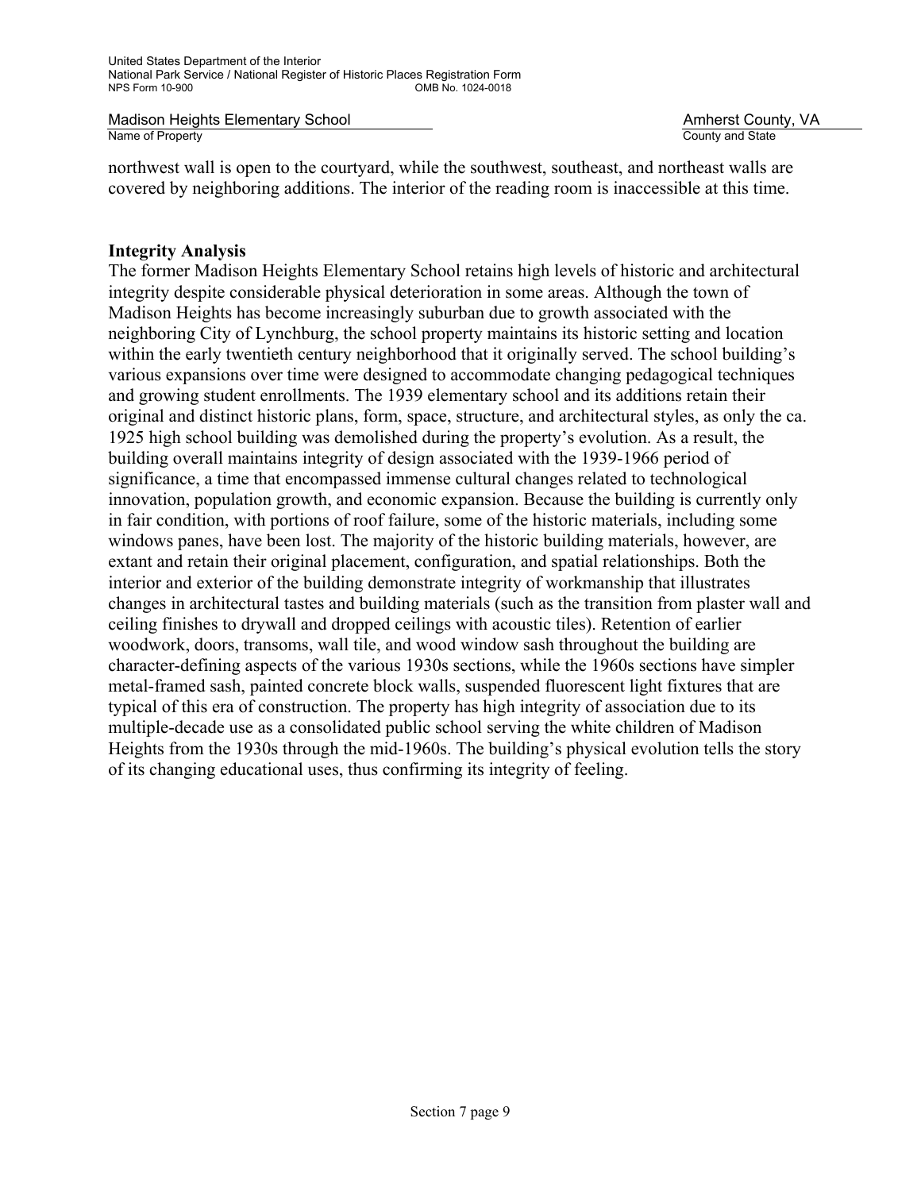northwest wall is open to the courtyard, while the southwest, southeast, and northeast walls are covered by neighboring additions. The interior of the reading room is inaccessible at this time.

**Integrity Analysis**

The former Madison Heights Elementary School retains high levels of historic and architectural integrity despite considerable physical deterioration in some areas. Although the town of Madison Heights has become increasingly suburban due to growth associated with the neighboring City of Lynchburg, the school property maintains its historic setting and location within the early twentieth century neighborhood that it originally served. The school building's various expansions over time were designed to accommodate changing pedagogical techniques and growing student enrollments. The 1939 elementary school and its additions retain their original and distinct historic plans, form, space, structure, and architectural styles, as only the ca. 1925 high school building was demolished during the property's evolution. As a result, the building overall maintains integrity of design associated with the 1939-1966 period of significance, a time that encompassed immense cultural changes related to technological innovation, population growth, and economic expansion. Because the building is currently only in fair condition, with portions of roof failure, some of the historic materials, including some windows panes, have been lost. The majority of the historic building materials, however, are extant and retain their original placement, configuration, and spatial relationships. Both the interior and exterior of the building demonstrate integrity of workmanship that illustrates changes in architectural tastes and building materials (such as the transition from plaster wall and ceiling finishes to drywall and dropped ceilings with acoustic tiles). Retention of earlier woodwork, doors, transoms, wall tile, and wood window sash throughout the building are character-defining aspects of the various 1930s sections, while the 1960s sections have simpler metal-framed sash, painted concrete block walls, suspended fluorescent light fixtures that are typical of this era of construction. The property has high integrity of association due to its multiple-decade use as a consolidated public school serving the white children of Madison Heights from the 1930s through the mid-1960s. The building's physical evolution tells the story of its changing educational uses, thus confirming its integrity of feeling.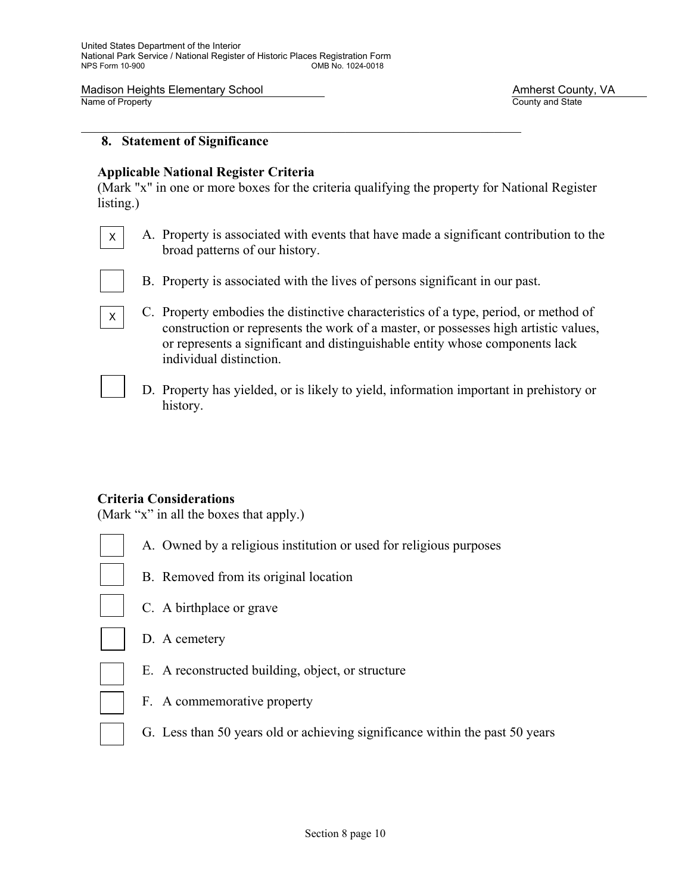## 8. Statement of Significance

**Applicable National Register Criteria**
(Mark "x" in one or more boxes for the criteria qualifying the property for National Register listing.)

- [X] A. Property is associated with events that have made a significant contribution to the broad patterns of our history.
- [ ] B. Property is associated with the lives of persons significant in our past.
- [X] C. Property embodies the distinctive characteristics of a type, period, or method of construction or represents the work of a master, or possesses high artistic values, or represents a significant and distinguishable entity whose components lack individual distinction.
- [ ] D. Property has yielded, or is likely to yield, information important in prehistory or history.

**Criteria Considerations**
(Mark "x" in all the boxes that apply.)

- [ ] A. Owned by a religious institution or used for religious purposes
- [ ] B. Removed from its original location
- [ ] C. A birthplace or grave
- [ ] D. A cemetery
- [ ] E. A reconstructed building, object, or structure
- [ ] F. A commemorative property
- [ ] G. Less than 50 years old or achieving significance within the past 50 years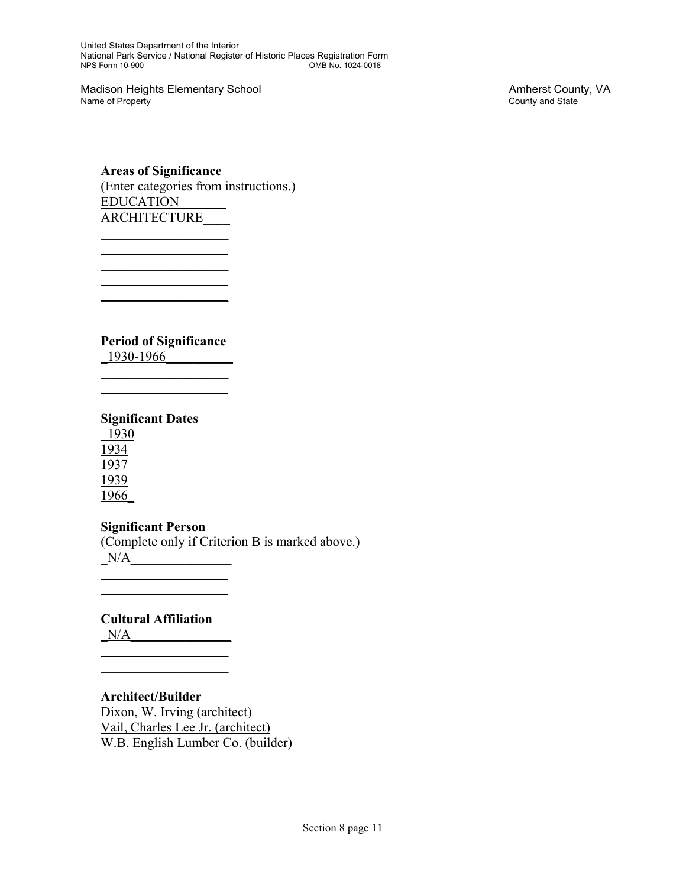**Areas of Significance**
(Enter categories from instructions.)
EDUCATION
ARCHITECTURE

**Period of Significance**
1930-1966

**Significant Dates**
1930
1934
1937
1939
1966

**Significant Person**
(Complete only if Criterion B is marked above.)
N/A

**Cultural Affiliation**
N/A

**Architect/Builder**
Dixon, W. Irving (architect)
Vail, Charles Lee Jr. (architect)
W.B. English Lumber Co. (builder)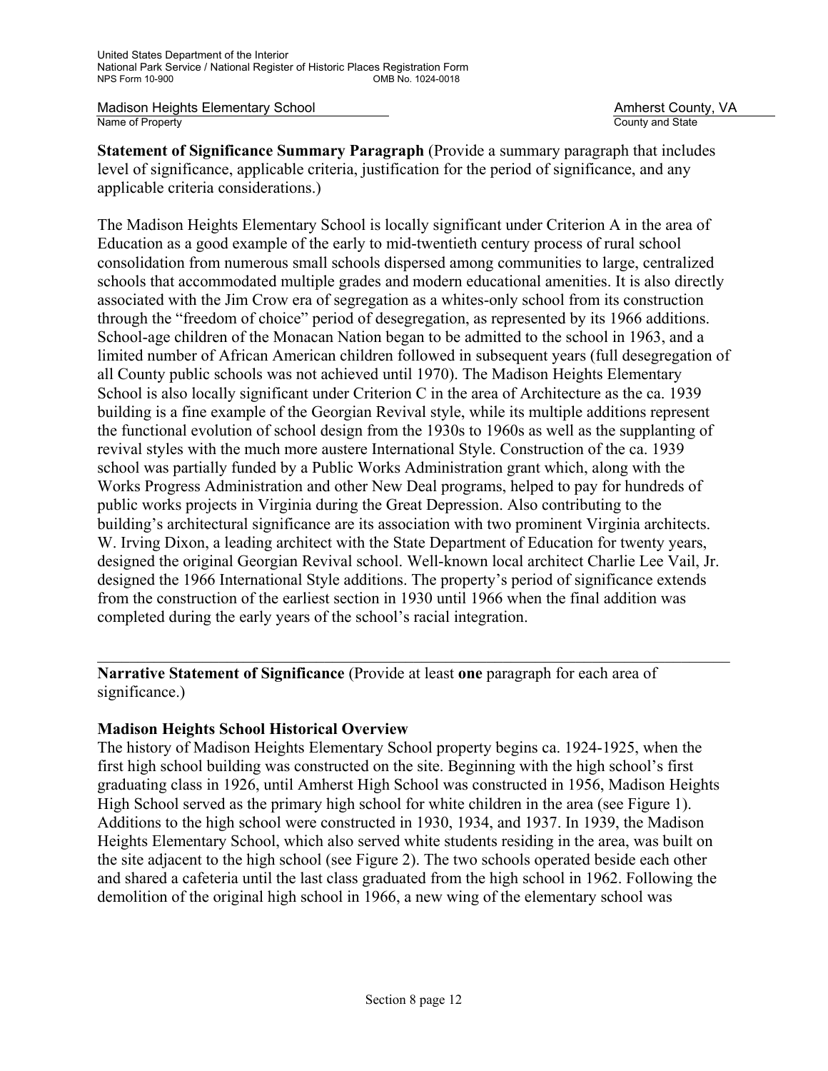**Statement of Significance Summary Paragraph** (Provide a summary paragraph that includes level of significance, applicable criteria, justification for the period of significance, and any applicable criteria considerations.)

The Madison Heights Elementary School is locally significant under Criterion A in the area of Education as a good example of the early to mid-twentieth century process of rural school consolidation from numerous small schools dispersed among communities to large, centralized schools that accommodated multiple grades and modern educational amenities. It is also directly associated with the Jim Crow era of segregation as a whites-only school from its construction through the "freedom of choice" period of desegregation, as represented by its 1966 additions. School-age children of the Monacan Nation began to be admitted to the school in 1963, and a limited number of African American children followed in subsequent years (full desegregation of all County public schools was not achieved until 1970). The Madison Heights Elementary School is also locally significant under Criterion C in the area of Architecture as the ca. 1939 building is a fine example of the Georgian Revival style, while its multiple additions represent the functional evolution of school design from the 1930s to 1960s as well as the supplanting of revival styles with the much more austere International Style. Construction of the ca. 1939 school was partially funded by a Public Works Administration grant which, along with the Works Progress Administration and other New Deal programs, helped to pay for hundreds of public works projects in Virginia during the Great Depression. Also contributing to the building's architectural significance are its association with two prominent Virginia architects. W. Irving Dixon, a leading architect with the State Department of Education for twenty years, designed the original Georgian Revival school. Well-known local architect Charlie Lee Vail, Jr. designed the 1966 International Style additions. The property's period of significance extends from the construction of the earliest section in 1930 until 1966 when the final addition was completed during the early years of the school's racial integration.

---

**Narrative Statement of Significance** (Provide at least **one** paragraph for each area of significance.)

**Madison Heights School Historical Overview**

The history of Madison Heights Elementary School property begins ca. 1924-1925, when the first high school building was constructed on the site. Beginning with the high school's first graduating class in 1926, until Amherst High School was constructed in 1956, Madison Heights High School served as the primary high school for white children in the area (see Figure 1). Additions to the high school were constructed in 1930, 1934, and 1937. In 1939, the Madison Heights Elementary School, which also served white students residing in the area, was built on the site adjacent to the high school (see Figure 2). The two schools operated beside each other and shared a cafeteria until the last class graduated from the high school in 1962. Following the demolition of the original high school in 1966, a new wing of the elementary school was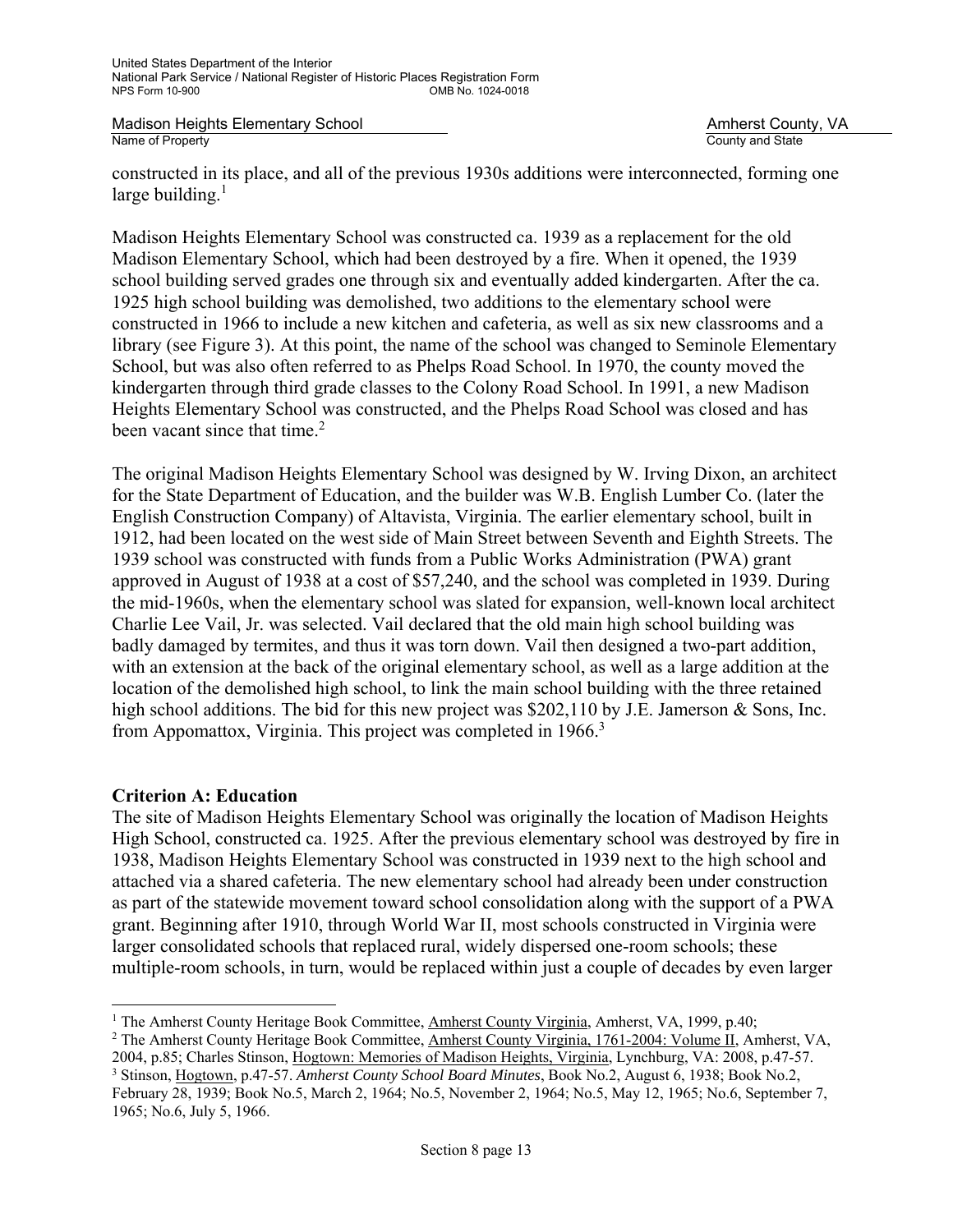constructed in its place, and all of the previous 1930s additions were interconnected, forming one large building.[1]

Madison Heights Elementary School was constructed ca. 1939 as a replacement for the old Madison Elementary School, which had been destroyed by a fire. When it opened, the 1939 school building served grades one through six and eventually added kindergarten. After the ca. 1925 high school building was demolished, two additions to the elementary school were constructed in 1966 to include a new kitchen and cafeteria, as well as six new classrooms and a library (see Figure 3). At this point, the name of the school was changed to Seminole Elementary School, but was also often referred to as Phelps Road School. In 1970, the county moved the kindergarten through third grade classes to the Colony Road School. In 1991, a new Madison Heights Elementary School was constructed, and the Phelps Road School was closed and has been vacant since that time.[2]

The original Madison Heights Elementary School was designed by W. Irving Dixon, an architect for the State Department of Education, and the builder was W.B. English Lumber Co. (later the English Construction Company) of Altavista, Virginia. The earlier elementary school, built in 1912, had been located on the west side of Main Street between Seventh and Eighth Streets. The 1939 school was constructed with funds from a Public Works Administration (PWA) grant approved in August of 1938 at a cost of $57,240, and the school was completed in 1939. During the mid-1960s, when the elementary school was slated for expansion, well-known local architect Charlie Lee Vail, Jr. was selected. Vail declared that the old main high school building was badly damaged by termites, and thus it was torn down. Vail then designed a two-part addition, with an extension at the back of the original elementary school, as well as a large addition at the location of the demolished high school, to link the main school building with the three retained high school additions. The bid for this new project was $202,110 by J.E. Jamerson & Sons, Inc. from Appomattox, Virginia. This project was completed in 1966.[3]

**Criterion A: Education**

The site of Madison Heights Elementary School was originally the location of Madison Heights High School, constructed ca. 1925. After the previous elementary school was destroyed by fire in 1938, Madison Heights Elementary School was constructed in 1939 next to the high school and attached via a shared cafeteria. The new elementary school had already been under construction as part of the statewide movement toward school consolidation along with the support of a PWA grant. Beginning after 1910, through World War II, most schools constructed in Virginia were larger consolidated schools that replaced rural, widely dispersed one-room schools; these multiple-room schools, in turn, would be replaced within just a couple of decades by even larger

---

[1] The Amherst County Heritage Book Committee, Amherst County Virginia, Amherst, VA, 1999, p.40;

[2] The Amherst County Heritage Book Committee, Amherst County Virginia, 1761-2004: Volume II, Amherst, VA, 2004, p.85; Charles Stinson, Hogtown: Memories of Madison Heights, Virginia, Lynchburg, VA: 2008, p.47-57.

[3] Stinson, Hogtown, p.47-57. *Amherst County School Board Minutes*, Book No.2, August 6, 1938; Book No.2, February 28, 1939; Book No.5, March 2, 1964; No.5, November 2, 1964; No.5, May 12, 1965; No.6, September 7, 1965; No.6, July 5, 1966.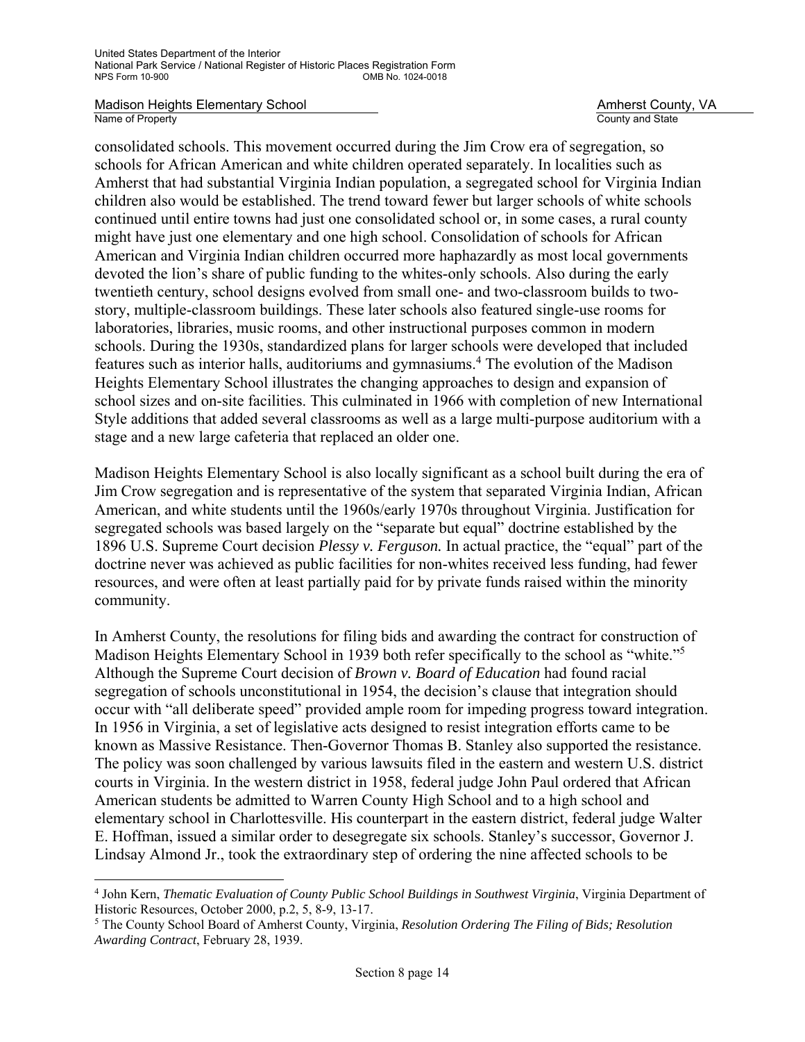consolidated schools. This movement occurred during the Jim Crow era of segregation, so schools for African American and white children operated separately. In localities such as Amherst that had substantial Virginia Indian population, a segregated school for Virginia Indian children also would be established. The trend toward fewer but larger schools of white schools continued until entire towns had just one consolidated school or, in some cases, a rural county might have just one elementary and one high school. Consolidation of schools for African American and Virginia Indian children occurred more haphazardly as most local governments devoted the lion's share of public funding to the whites-only schools. Also during the early twentieth century, school designs evolved from small one- and two-classroom builds to two-story, multiple-classroom buildings. These later schools also featured single-use rooms for laboratories, libraries, music rooms, and other instructional purposes common in modern schools. During the 1930s, standardized plans for larger schools were developed that included features such as interior halls, auditoriums and gymnasiums.[4] The evolution of the Madison Heights Elementary School illustrates the changing approaches to design and expansion of school sizes and on-site facilities. This culminated in 1966 with completion of new International Style additions that added several classrooms as well as a large multi-purpose auditorium with a stage and a new large cafeteria that replaced an older one.

Madison Heights Elementary School is also locally significant as a school built during the era of Jim Crow segregation and is representative of the system that separated Virginia Indian, African American, and white students until the 1960s/early 1970s throughout Virginia. Justification for segregated schools was based largely on the "separate but equal" doctrine established by the 1896 U.S. Supreme Court decision *Plessy v. Ferguson.* In actual practice, the "equal" part of the doctrine never was achieved as public facilities for non-whites received less funding, had fewer resources, and were often at least partially paid for by private funds raised within the minority community.

In Amherst County, the resolutions for filing bids and awarding the contract for construction of Madison Heights Elementary School in 1939 both refer specifically to the school as "white."[5] Although the Supreme Court decision of *Brown v. Board of Education* had found racial segregation of schools unconstitutional in 1954, the decision's clause that integration should occur with "all deliberate speed" provided ample room for impeding progress toward integration. In 1956 in Virginia, a set of legislative acts designed to resist integration efforts came to be known as Massive Resistance. Then-Governor Thomas B. Stanley also supported the resistance. The policy was soon challenged by various lawsuits filed in the eastern and western U.S. district courts in Virginia. In the western district in 1958, federal judge John Paul ordered that African American students be admitted to Warren County High School and to a high school and elementary school in Charlottesville. His counterpart in the eastern district, federal judge Walter E. Hoffman, issued a similar order to desegregate six schools. Stanley's successor, Governor J. Lindsay Almond Jr., took the extraordinary step of ordering the nine affected schools to be

---

[4] John Kern, *Thematic Evaluation of County Public School Buildings in Southwest Virginia*, Virginia Department of Historic Resources, October 2000, p.2, 5, 8-9, 13-17.

[5] The County School Board of Amherst County, Virginia, *Resolution Ordering The Filing of Bids; Resolution Awarding Contract*, February 28, 1939.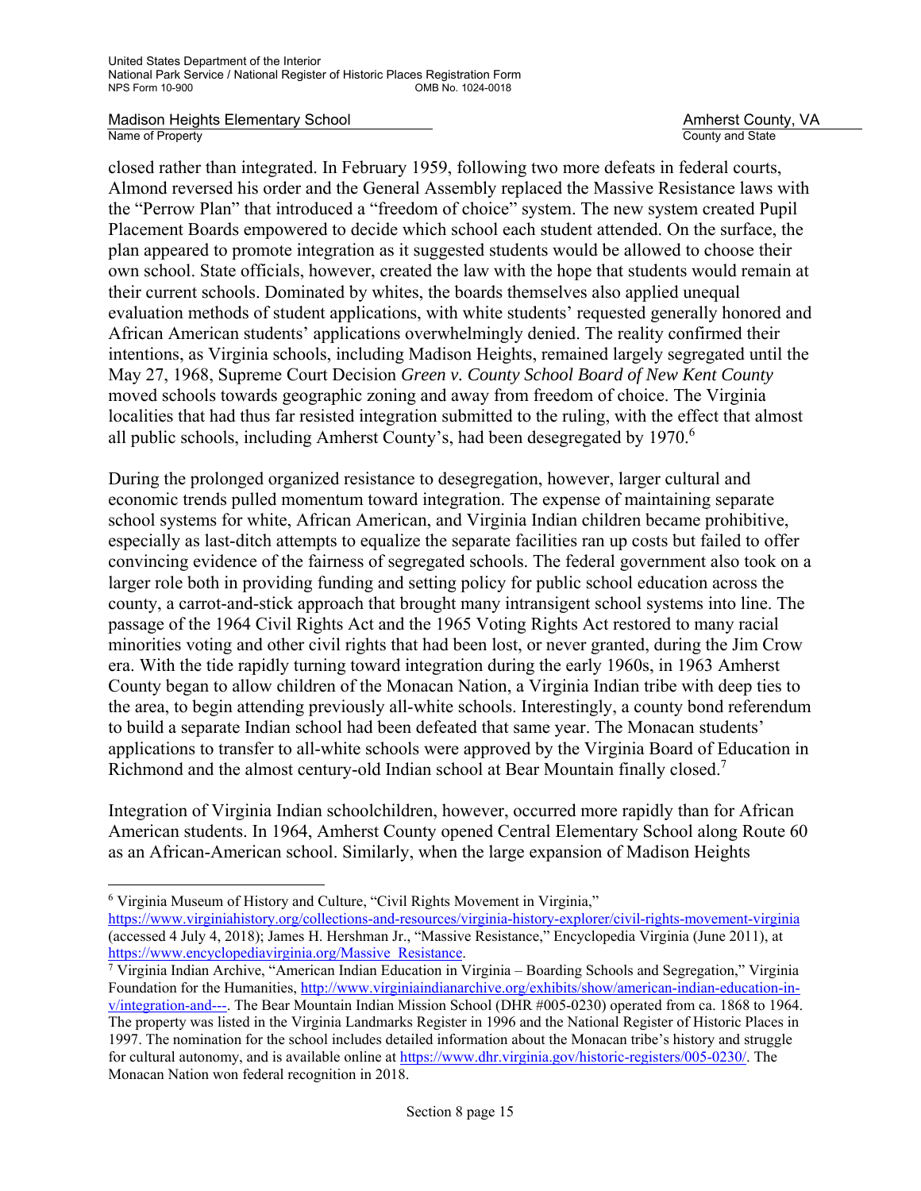closed rather than integrated. In February 1959, following two more defeats in federal courts, Almond reversed his order and the General Assembly replaced the Massive Resistance laws with the "Perrow Plan" that introduced a "freedom of choice" system. The new system created Pupil Placement Boards empowered to decide which school each student attended. On the surface, the plan appeared to promote integration as it suggested students would be allowed to choose their own school. State officials, however, created the law with the hope that students would remain at their current schools. Dominated by whites, the boards themselves also applied unequal evaluation methods of student applications, with white students' requested generally honored and African American students' applications overwhelmingly denied. The reality confirmed their intentions, as Virginia schools, including Madison Heights, remained largely segregated until the May 27, 1968, Supreme Court Decision *Green v. County School Board of New Kent County* moved schools towards geographic zoning and away from freedom of choice. The Virginia localities that had thus far resisted integration submitted to the ruling, with the effect that almost all public schools, including Amherst County's, had been desegregated by 1970.[6]

During the prolonged organized resistance to desegregation, however, larger cultural and economic trends pulled momentum toward integration. The expense of maintaining separate school systems for white, African American, and Virginia Indian children became prohibitive, especially as last-ditch attempts to equalize the separate facilities ran up costs but failed to offer convincing evidence of the fairness of segregated schools. The federal government also took on a larger role both in providing funding and setting policy for public school education across the county, a carrot-and-stick approach that brought many intransigent school systems into line. The passage of the 1964 Civil Rights Act and the 1965 Voting Rights Act restored to many racial minorities voting and other civil rights that had been lost, or never granted, during the Jim Crow era. With the tide rapidly turning toward integration during the early 1960s, in 1963 Amherst County began to allow children of the Monacan Nation, a Virginia Indian tribe with deep ties to the area, to begin attending previously all-white schools. Interestingly, a county bond referendum to build a separate Indian school had been defeated that same year. The Monacan students' applications to transfer to all-white schools were approved by the Virginia Board of Education in Richmond and the almost century-old Indian school at Bear Mountain finally closed.[7]

Integration of Virginia Indian schoolchildren, however, occurred more rapidly than for African American students. In 1964, Amherst County opened Central Elementary School along Route 60 as an African-American school. Similarly, when the large expansion of Madison Heights

---

[6] Virginia Museum of History and Culture, "Civil Rights Movement in Virginia," https://www.virginiahistory.org/collections-and-resources/virginia-history-explorer/civil-rights-movement-virginia (accessed 4 July 4, 2018); James H. Hershman Jr., "Massive Resistance," Encyclopedia Virginia (June 2011), at https://www.encyclopediavirginia.org/Massive_Resistance.

[7] Virginia Indian Archive, "American Indian Education in Virginia – Boarding Schools and Segregation," Virginia Foundation for the Humanities, http://www.virginiaindianarchive.org/exhibits/show/american-indian-education-in-v/integration-and---. The Bear Mountain Indian Mission School (DHR #005-0230) operated from ca. 1868 to 1964. The property was listed in the Virginia Landmarks Register in 1996 and the National Register of Historic Places in 1997. The nomination for the school includes detailed information about the Monacan tribe's history and struggle for cultural autonomy, and is available online at https://www.dhr.virginia.gov/historic-registers/005-0230/. The Monacan Nation won federal recognition in 2018.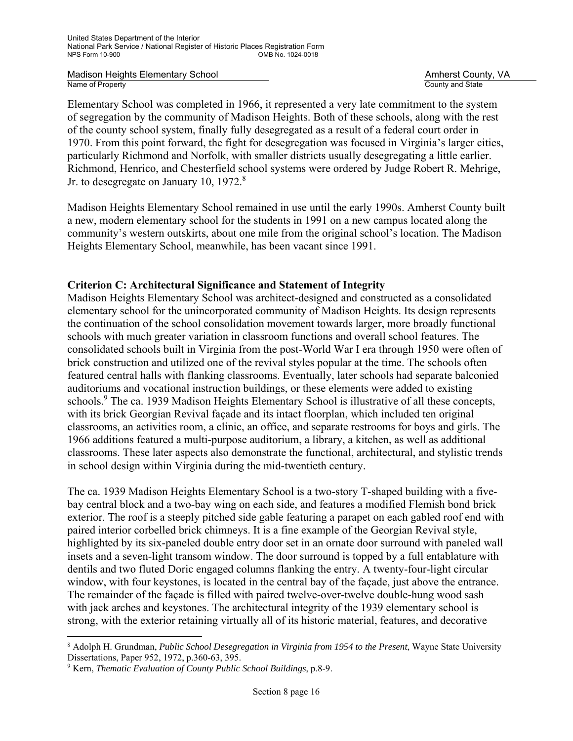Elementary School was completed in 1966, it represented a very late commitment to the system of segregation by the community of Madison Heights. Both of these schools, along with the rest of the county school system, finally fully desegregated as a result of a federal court order in 1970. From this point forward, the fight for desegregation was focused in Virginia's larger cities, particularly Richmond and Norfolk, with smaller districts usually desegregating a little earlier. Richmond, Henrico, and Chesterfield school systems were ordered by Judge Robert R. Mehrige, Jr. to desegregate on January 10, 1972.[8]

Madison Heights Elementary School remained in use until the early 1990s. Amherst County built a new, modern elementary school for the students in 1991 on a new campus located along the community's western outskirts, about one mile from the original school's location. The Madison Heights Elementary School, meanwhile, has been vacant since 1991.

**Criterion C: Architectural Significance and Statement of Integrity**

Madison Heights Elementary School was architect-designed and constructed as a consolidated elementary school for the unincorporated community of Madison Heights. Its design represents the continuation of the school consolidation movement towards larger, more broadly functional schools with much greater variation in classroom functions and overall school features. The consolidated schools built in Virginia from the post-World War I era through 1950 were often of brick construction and utilized one of the revival styles popular at the time. The schools often featured central halls with flanking classrooms. Eventually, later schools had separate balconied auditoriums and vocational instruction buildings, or these elements were added to existing schools.[9] The ca. 1939 Madison Heights Elementary School is illustrative of all these concepts, with its brick Georgian Revival façade and its intact floorplan, which included ten original classrooms, an activities room, a clinic, an office, and separate restrooms for boys and girls. The 1966 additions featured a multi-purpose auditorium, a library, a kitchen, as well as additional classrooms. These later aspects also demonstrate the functional, architectural, and stylistic trends in school design within Virginia during the mid-twentieth century.

The ca. 1939 Madison Heights Elementary School is a two-story T-shaped building with a five-bay central block and a two-bay wing on each side, and features a modified Flemish bond brick exterior. The roof is a steeply pitched side gable featuring a parapet on each gabled roof end with paired interior corbelled brick chimneys. It is a fine example of the Georgian Revival style, highlighted by its six-paneled double entry door set in an ornate door surround with paneled wall insets and a seven-light transom window. The door surround is topped by a full entablature with dentils and two fluted Doric engaged columns flanking the entry. A twenty-four-light circular window, with four keystones, is located in the central bay of the façade, just above the entrance. The remainder of the façade is filled with paired twelve-over-twelve double-hung wood sash with jack arches and keystones. The architectural integrity of the 1939 elementary school is strong, with the exterior retaining virtually all of its historic material, features, and decorative

[8] Adolph H. Grundman, *Public School Desegregation in Virginia from 1954 to the Present*, Wayne State University Dissertations, Paper 952, 1972, p.360-63, 395.

[9] Kern, *Thematic Evaluation of County Public School Buildings*, p.8-9.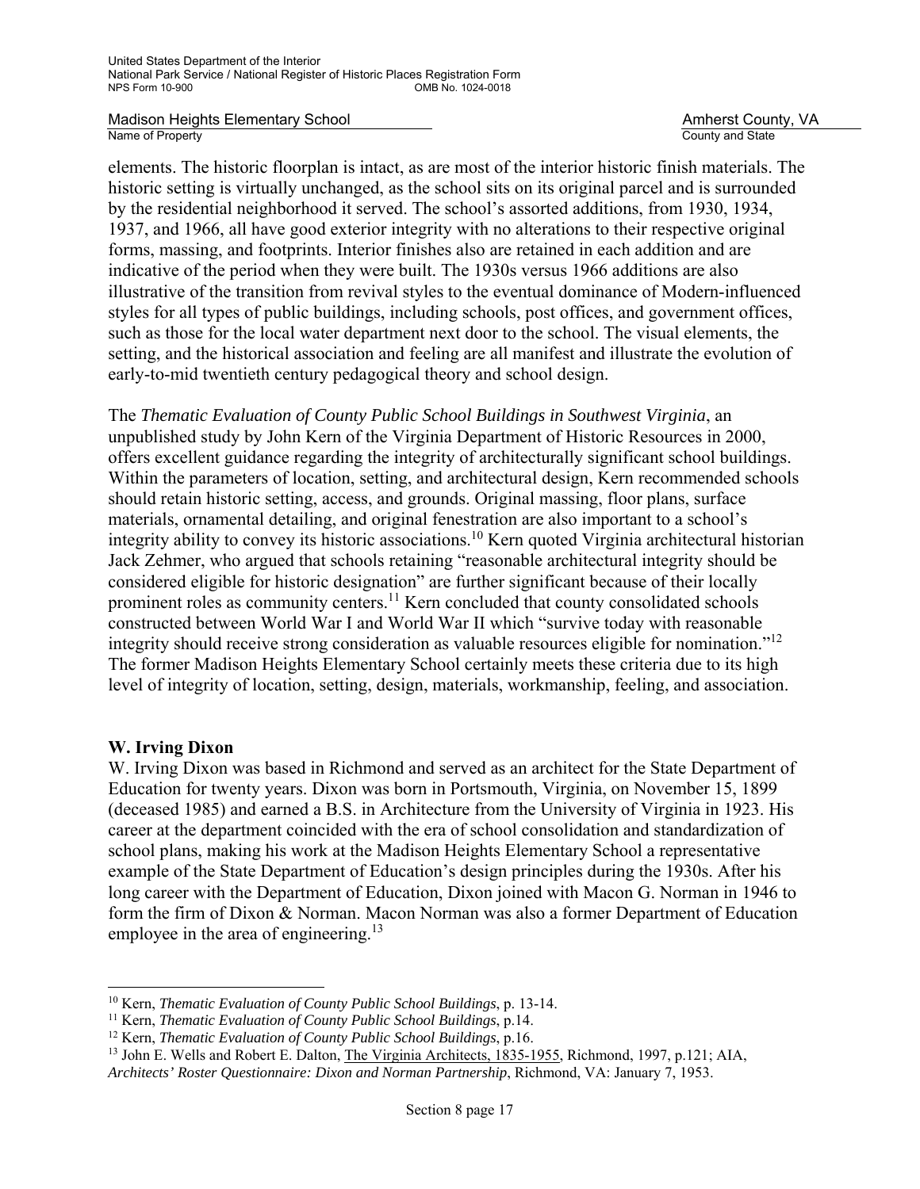elements. The historic floorplan is intact, as are most of the interior historic finish materials. The historic setting is virtually unchanged, as the school sits on its original parcel and is surrounded by the residential neighborhood it served. The school's assorted additions, from 1930, 1934, 1937, and 1966, all have good exterior integrity with no alterations to their respective original forms, massing, and footprints. Interior finishes also are retained in each addition and are indicative of the period when they were built. The 1930s versus 1966 additions are also illustrative of the transition from revival styles to the eventual dominance of Modern-influenced styles for all types of public buildings, including schools, post offices, and government offices, such as those for the local water department next door to the school. The visual elements, the setting, and the historical association and feeling are all manifest and illustrate the evolution of early-to-mid twentieth century pedagogical theory and school design.

The *Thematic Evaluation of County Public School Buildings in Southwest Virginia*, an unpublished study by John Kern of the Virginia Department of Historic Resources in 2000, offers excellent guidance regarding the integrity of architecturally significant school buildings. Within the parameters of location, setting, and architectural design, Kern recommended schools should retain historic setting, access, and grounds. Original massing, floor plans, surface materials, ornamental detailing, and original fenestration are also important to a school's integrity ability to convey its historic associations.[10] Kern quoted Virginia architectural historian Jack Zehmer, who argued that schools retaining "reasonable architectural integrity should be considered eligible for historic designation" are further significant because of their locally prominent roles as community centers.[11] Kern concluded that county consolidated schools constructed between World War I and World War II which "survive today with reasonable integrity should receive strong consideration as valuable resources eligible for nomination."[12] The former Madison Heights Elementary School certainly meets these criteria due to its high level of integrity of location, setting, design, materials, workmanship, feeling, and association.

**W. Irving Dixon**

W. Irving Dixon was based in Richmond and served as an architect for the State Department of Education for twenty years. Dixon was born in Portsmouth, Virginia, on November 15, 1899 (deceased 1985) and earned a B.S. in Architecture from the University of Virginia in 1923. His career at the department coincided with the era of school consolidation and standardization of school plans, making his work at the Madison Heights Elementary School a representative example of the State Department of Education's design principles during the 1930s. After his long career with the Department of Education, Dixon joined with Macon G. Norman in 1946 to form the firm of Dixon & Norman. Macon Norman was also a former Department of Education employee in the area of engineering.[13]

---

[10] Kern, *Thematic Evaluation of County Public School Buildings*, p. 13-14.

[11] Kern, *Thematic Evaluation of County Public School Buildings*, p.14.

[12] Kern, *Thematic Evaluation of County Public School Buildings*, p.16.

[13] John E. Wells and Robert E. Dalton, The Virginia Architects, 1835-1955, Richmond, 1997, p.121; AIA, *Architects' Roster Questionnaire: Dixon and Norman Partnership*, Richmond, VA: January 7, 1953.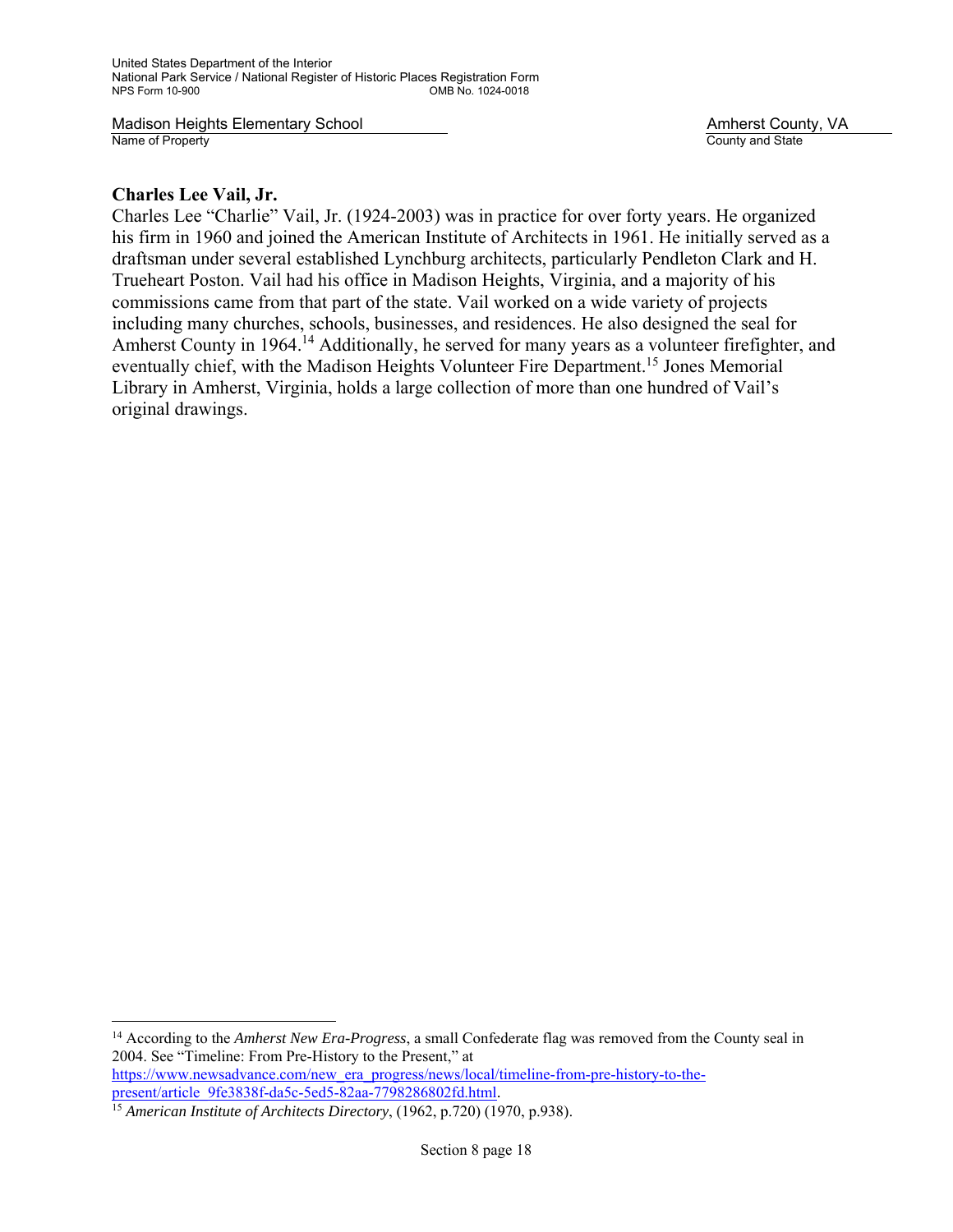**Charles Lee Vail, Jr.**

Charles Lee "Charlie" Vail, Jr. (1924-2003) was in practice for over forty years. He organized his firm in 1960 and joined the American Institute of Architects in 1961. He initially served as a draftsman under several established Lynchburg architects, particularly Pendleton Clark and H. Trueheart Poston. Vail had his office in Madison Heights, Virginia, and a majority of his commissions came from that part of the state. Vail worked on a wide variety of projects including many churches, schools, businesses, and residences. He also designed the seal for Amherst County in 1964.[14] Additionally, he served for many years as a volunteer firefighter, and eventually chief, with the Madison Heights Volunteer Fire Department.[15] Jones Memorial Library in Amherst, Virginia, holds a large collection of more than one hundred of Vail's original drawings.

---

[14] According to the *Amherst New Era-Progress*, a small Confederate flag was removed from the County seal in 2004. See "Timeline: From Pre-History to the Present," at https://www.newsadvance.com/new_era_progress/news/local/timeline-from-pre-history-to-the-present/article_9fe3838f-da5c-5ed5-82aa-7798286802fd.html.

[15] *American Institute of Architects Directory*, (1962, p.720) (1970, p.938).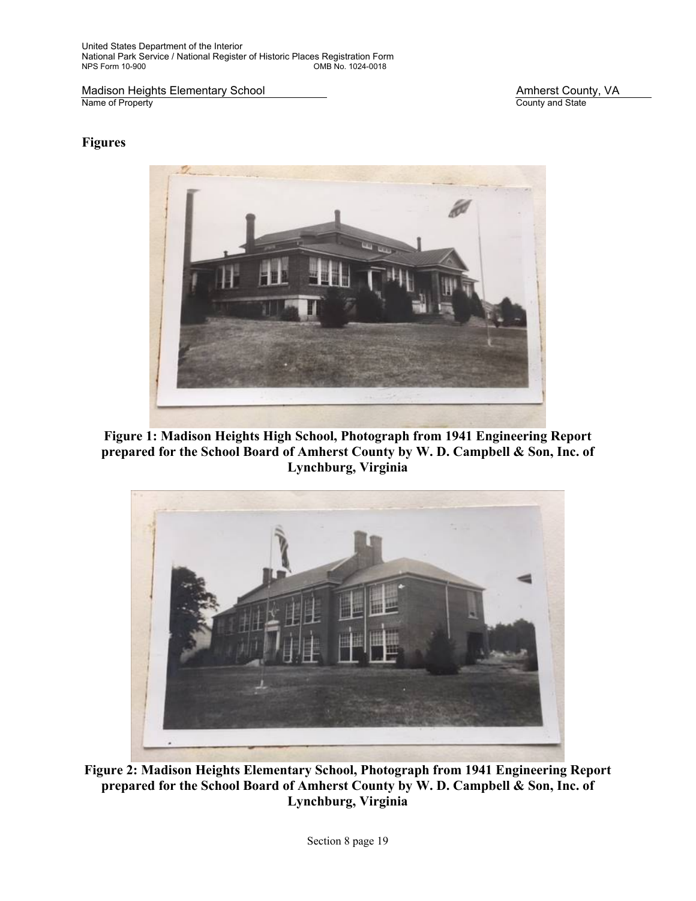## Figures

**Figure 1: Madison Heights High School, Photograph from 1941 Engineering Report prepared for the School Board of Amherst County by W. D. Campbell & Son, Inc. of Lynchburg, Virginia**

**Figure 2: Madison Heights Elementary School, Photograph from 1941 Engineering Report prepared for the School Board of Amherst County by W. D. Campbell & Son, Inc. of Lynchburg, Virginia**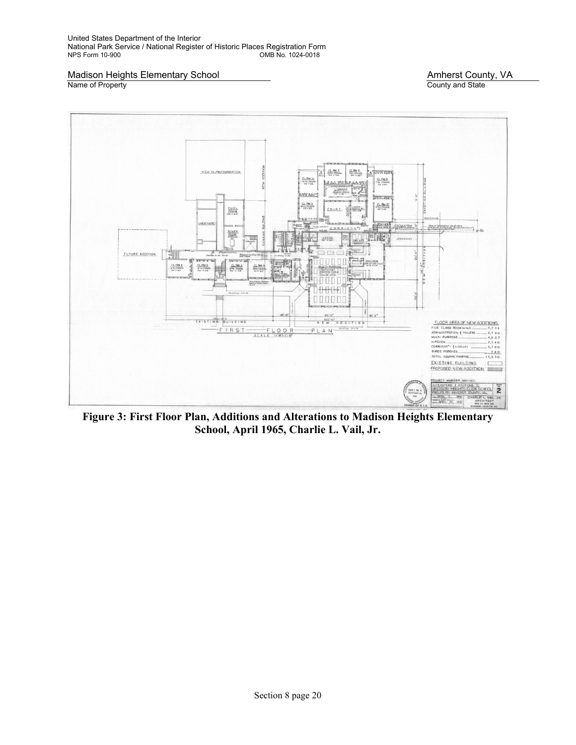Madison Heights Elementary School | Amherst County, VA
Name of Property | County and State

**Figure 3: First Floor Plan, Additions and Alterations to Madison Heights Elementary School, April 1965, Charlie L. Vail, Jr.**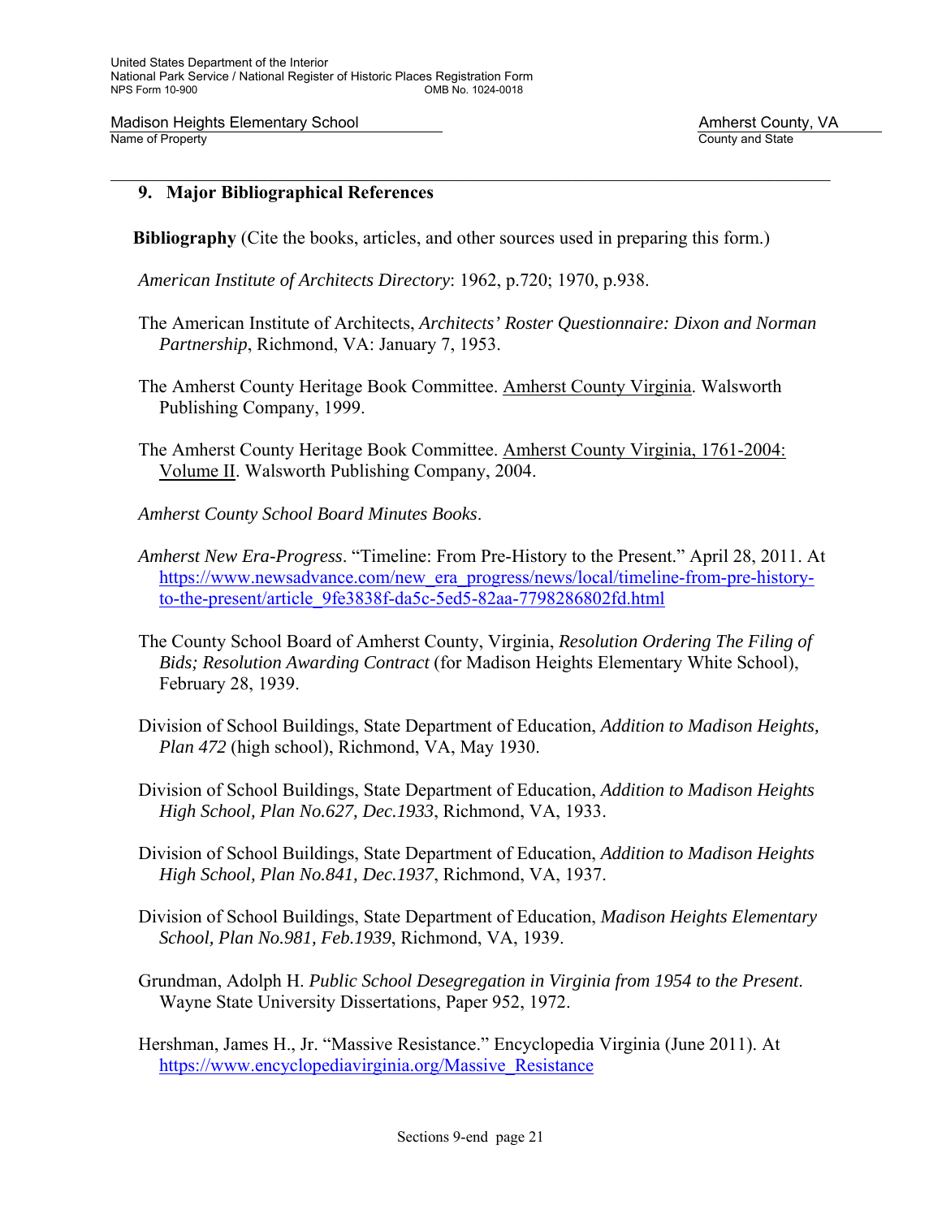## 9. Major Bibliographical References

**Bibliography** (Cite the books, articles, and other sources used in preparing this form.)

*American Institute of Architects Directory*: 1962, p.720; 1970, p.938.

The American Institute of Architects, *Architects' Roster Questionnaire: Dixon and Norman Partnership*, Richmond, VA: January 7, 1953.

The Amherst County Heritage Book Committee. Amherst County Virginia. Walsworth Publishing Company, 1999.

The Amherst County Heritage Book Committee. Amherst County Virginia, 1761-2004: Volume II. Walsworth Publishing Company, 2004.

*Amherst County School Board Minutes Books*.

*Amherst New Era-Progress*. "Timeline: From Pre-History to the Present." April 28, 2011. At https://www.newsadvance.com/new_era_progress/news/local/timeline-from-pre-history-to-the-present/article_9fe3838f-da5c-5ed5-82aa-7798286802fd.html

The County School Board of Amherst County, Virginia, *Resolution Ordering The Filing of Bids; Resolution Awarding Contract* (for Madison Heights Elementary White School), February 28, 1939.

Division of School Buildings, State Department of Education, *Addition to Madison Heights, Plan 472* (high school), Richmond, VA, May 1930.

Division of School Buildings, State Department of Education, *Addition to Madison Heights High School, Plan No.627, Dec.1933*, Richmond, VA, 1933.

Division of School Buildings, State Department of Education, *Addition to Madison Heights High School, Plan No.841, Dec.1937*, Richmond, VA, 1937.

Division of School Buildings, State Department of Education, *Madison Heights Elementary School, Plan No.981, Feb.1939*, Richmond, VA, 1939.

Grundman, Adolph H. *Public School Desegregation in Virginia from 1954 to the Present*. Wayne State University Dissertations, Paper 952, 1972.

Hershman, James H., Jr. "Massive Resistance." Encyclopedia Virginia (June 2011). At https://www.encyclopediavirginia.org/Massive_Resistance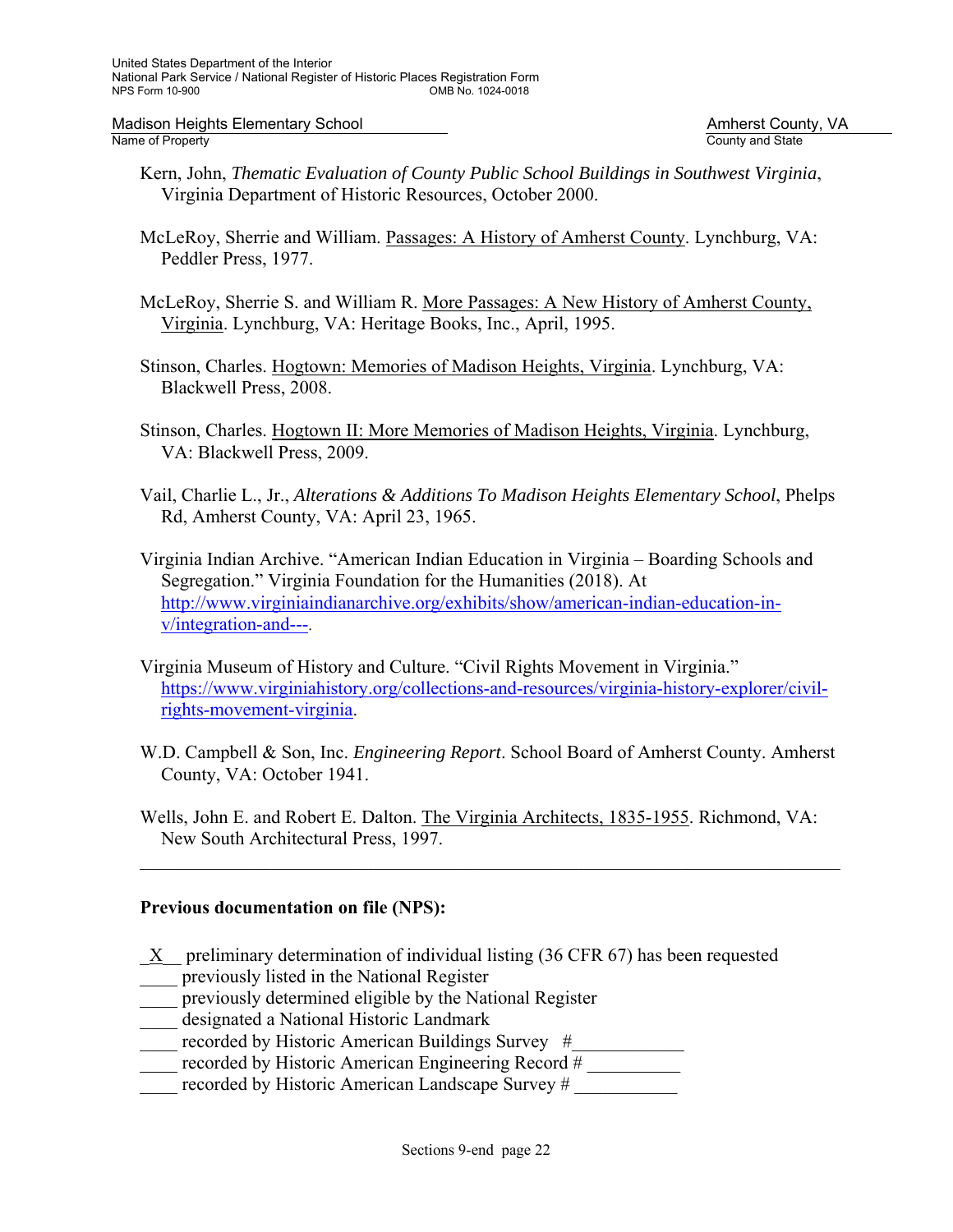Kern, John, *Thematic Evaluation of County Public School Buildings in Southwest Virginia*, Virginia Department of Historic Resources, October 2000.

McLeRoy, Sherrie and William. Passages: A History of Amherst County. Lynchburg, VA: Peddler Press, 1977.

McLeRoy, Sherrie S. and William R. More Passages: A New History of Amherst County, Virginia. Lynchburg, VA: Heritage Books, Inc., April, 1995.

Stinson, Charles. Hogtown: Memories of Madison Heights, Virginia. Lynchburg, VA: Blackwell Press, 2008.

Stinson, Charles. Hogtown II: More Memories of Madison Heights, Virginia. Lynchburg, VA: Blackwell Press, 2009.

Vail, Charlie L., Jr., *Alterations & Additions To Madison Heights Elementary School*, Phelps Rd, Amherst County, VA: April 23, 1965.

Virginia Indian Archive. "American Indian Education in Virginia – Boarding Schools and Segregation." Virginia Foundation for the Humanities (2018). At http://www.virginiaindianarchive.org/exhibits/show/american-indian-education-in-v/integration-and---.

Virginia Museum of History and Culture. "Civil Rights Movement in Virginia." https://www.virginiahistory.org/collections-and-resources/virginia-history-explorer/civil-rights-movement-virginia.

W.D. Campbell & Son, Inc. *Engineering Report*. School Board of Amherst County. Amherst County, VA: October 1941.

Wells, John E. and Robert E. Dalton. The Virginia Architects, 1835-1955. Richmond, VA: New South Architectural Press, 1997.

---

**Previous documentation on file (NPS):**

\_X\_ preliminary determination of individual listing (36 CFR 67) has been requested
\_\_\_\_ previously listed in the National Register
\_\_\_\_ previously determined eligible by the National Register
\_\_\_\_ designated a National Historic Landmark
\_\_\_\_ recorded by Historic American Buildings Survey #\_\_\_\_\_\_\_\_\_\_\_
\_\_\_\_ recorded by Historic American Engineering Record # \_\_\_\_\_\_\_\_\_\_
\_\_\_\_ recorded by Historic American Landscape Survey # \_\_\_\_\_\_\_\_\_\_\_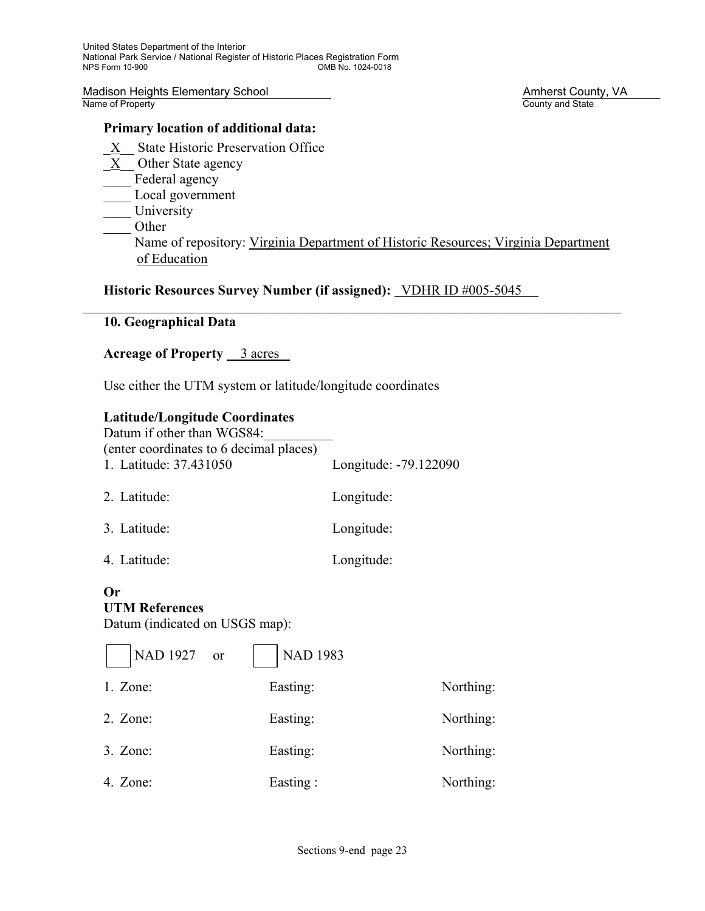Madison Heights Elementary School  
Name of Property

Amherst County, VA  
County and State

**Primary location of additional data:**

_X__ State Historic Preservation Office  
_X__ Other State agency  
____ Federal agency  
____ Local government  
____ University  
____ Other  
Name of repository: Virginia Department of Historic Resources; Virginia Department of Education

**Historic Resources Survey Number (if assigned):** VDHR ID #005-5045

## 10. Geographical Data

**Acreage of Property** 3 acres

Use either the UTM system or latitude/longitude coordinates

**Latitude/Longitude Coordinates**  
Datum if other than WGS84:__________  
(enter coordinates to 6 decimal places)

1. Latitude: 37.431050 Longitude: -79.122090
2. Latitude: Longitude:
3. Latitude: Longitude:
4. Latitude: Longitude:

**Or**  
**UTM References**  
Datum (indicated on USGS map):

☐ NAD 1927 or ☐ NAD 1983

1. Zone: Easting: Northing:
2. Zone: Easting: Northing:
3. Zone: Easting: Northing:
4. Zone: Easting : Northing: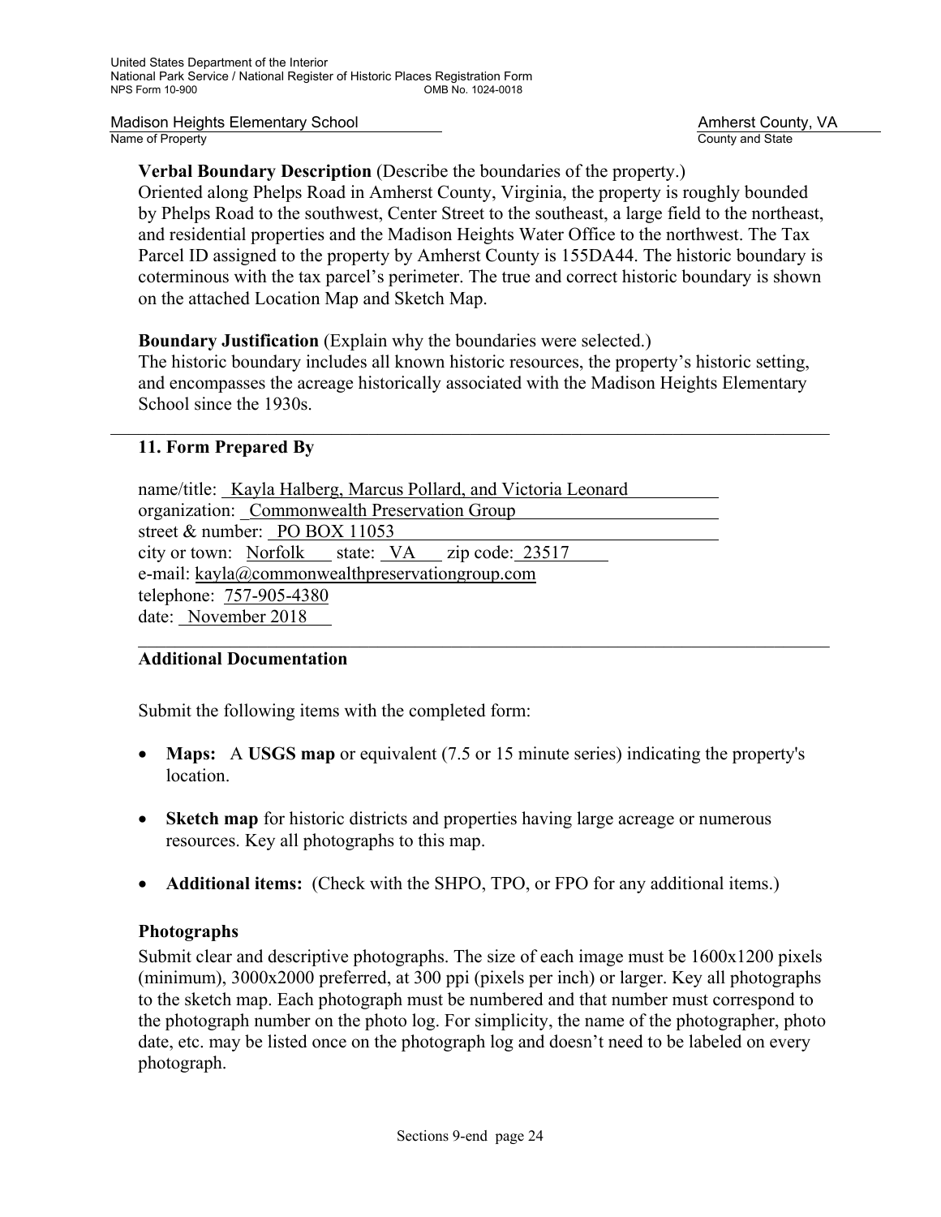**Verbal Boundary Description** (Describe the boundaries of the property.)
Oriented along Phelps Road in Amherst County, Virginia, the property is roughly bounded by Phelps Road to the southwest, Center Street to the southeast, a large field to the northeast, and residential properties and the Madison Heights Water Office to the northwest. The Tax Parcel ID assigned to the property by Amherst County is 155DA44. The historic boundary is coterminous with the tax parcel's perimeter. The true and correct historic boundary is shown on the attached Location Map and Sketch Map.

**Boundary Justification** (Explain why the boundaries were selected.)
The historic boundary includes all known historic resources, the property's historic setting, and encompasses the acreage historically associated with the Madison Heights Elementary School since the 1930s.

## 11. Form Prepared By

name/title: Kayla Halberg, Marcus Pollard, and Victoria Leonard
organization: Commonwealth Preservation Group
street & number: PO BOX 11053
city or town: Norfolk state: VA zip code: 23517
e-mail: kayla@commonwealthpreservationgroup.com
telephone: 757-905-4380
date: November 2018

## Additional Documentation

Submit the following items with the completed form:

- **Maps:** A **USGS map** or equivalent (7.5 or 15 minute series) indicating the property's location.
- **Sketch map** for historic districts and properties having large acreage or numerous resources. Key all photographs to this map.
- **Additional items:** (Check with the SHPO, TPO, or FPO for any additional items.)

### Photographs

Submit clear and descriptive photographs. The size of each image must be 1600x1200 pixels (minimum), 3000x2000 preferred, at 300 ppi (pixels per inch) or larger. Key all photographs to the sketch map. Each photograph must be numbered and that number must correspond to the photograph number on the photo log. For simplicity, the name of the photographer, photo date, etc. may be listed once on the photograph log and doesn't need to be labeled on every photograph.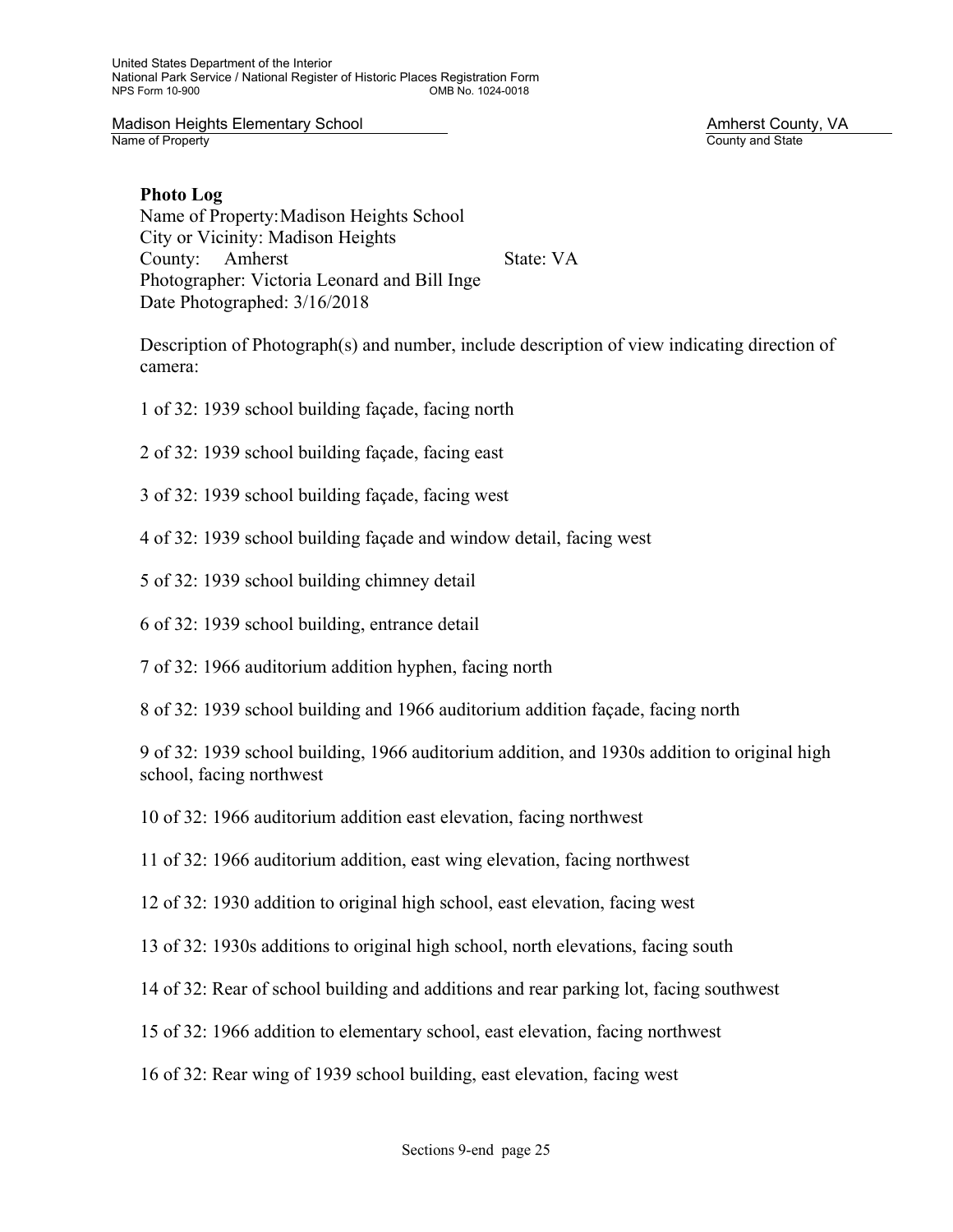**Photo Log**

Name of Property: Madison Heights School
City or Vicinity: Madison Heights
County: Amherst State: VA
Photographer: Victoria Leonard and Bill Inge
Date Photographed: 3/16/2018

Description of Photograph(s) and number, include description of view indicating direction of camera:

1 of 32: 1939 school building façade, facing north

2 of 32: 1939 school building façade, facing east

3 of 32: 1939 school building façade, facing west

4 of 32: 1939 school building façade and window detail, facing west

5 of 32: 1939 school building chimney detail

6 of 32: 1939 school building, entrance detail

7 of 32: 1966 auditorium addition hyphen, facing north

8 of 32: 1939 school building and 1966 auditorium addition façade, facing north

9 of 32: 1939 school building, 1966 auditorium addition, and 1930s addition to original high school, facing northwest

10 of 32: 1966 auditorium addition east elevation, facing northwest

11 of 32: 1966 auditorium addition, east wing elevation, facing northwest

12 of 32: 1930 addition to original high school, east elevation, facing west

13 of 32: 1930s additions to original high school, north elevations, facing south

14 of 32: Rear of school building and additions and rear parking lot, facing southwest

15 of 32: 1966 addition to elementary school, east elevation, facing northwest

16 of 32: Rear wing of 1939 school building, east elevation, facing west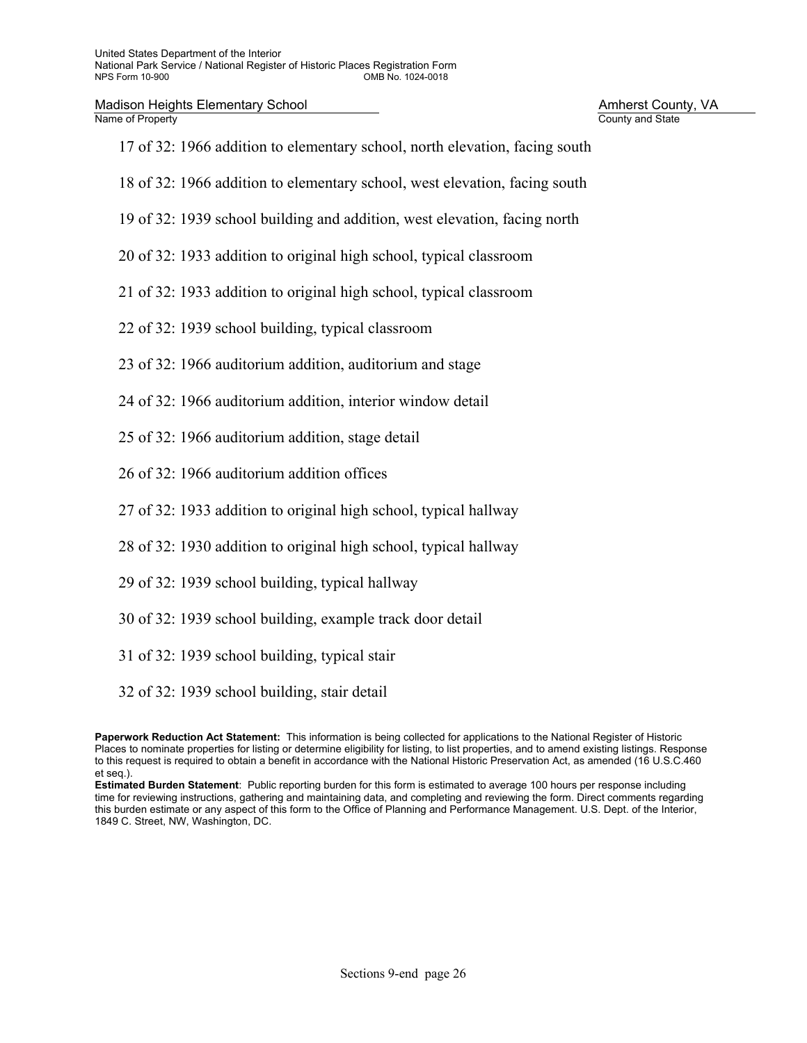17 of 32: 1966 addition to elementary school, north elevation, facing south

18 of 32: 1966 addition to elementary school, west elevation, facing south

19 of 32: 1939 school building and addition, west elevation, facing north

20 of 32: 1933 addition to original high school, typical classroom

21 of 32: 1933 addition to original high school, typical classroom

22 of 32: 1939 school building, typical classroom

23 of 32: 1966 auditorium addition, auditorium and stage

24 of 32: 1966 auditorium addition, interior window detail

25 of 32: 1966 auditorium addition, stage detail

26 of 32: 1966 auditorium addition offices

27 of 32: 1933 addition to original high school, typical hallway

28 of 32: 1930 addition to original high school, typical hallway

29 of 32: 1939 school building, typical hallway

30 of 32: 1939 school building, example track door detail

31 of 32: 1939 school building, typical stair

32 of 32: 1939 school building, stair detail

**Paperwork Reduction Act Statement:** This information is being collected for applications to the National Register of Historic Places to nominate properties for listing or determine eligibility for listing, to list properties, and to amend existing listings. Response to this request is required to obtain a benefit in accordance with the National Historic Preservation Act, as amended (16 U.S.C.460 et seq.).

**Estimated Burden Statement**: Public reporting burden for this form is estimated to average 100 hours per response including time for reviewing instructions, gathering and maintaining data, and completing and reviewing the form. Direct comments regarding this burden estimate or any aspect of this form to the Office of Planning and Performance Management. U.S. Dept. of the Interior, 1849 C. Street, NW, Washington, DC.